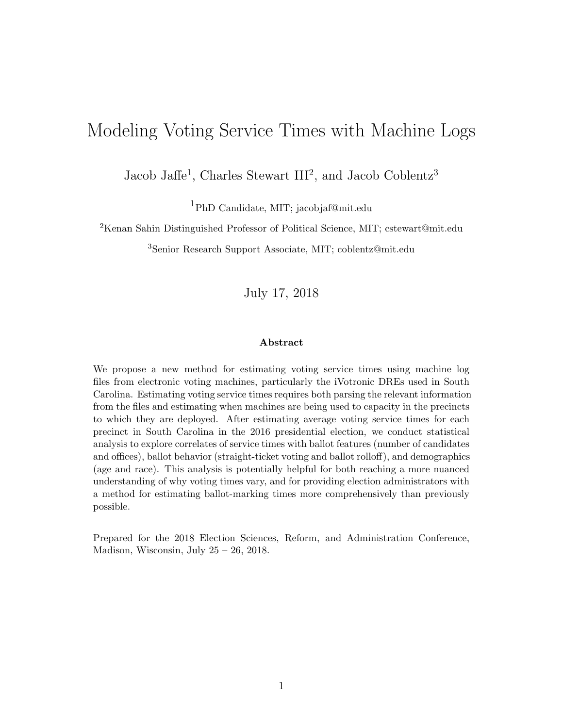# Modeling Voting Service Times with Machine Logs

Jacob Jaffe[1], Charles Stewart III[2], and Jacob Coblentz[3]

[1]PhD Candidate, MIT; jacobjaf@mit.edu

[2]Kenan Sahin Distinguished Professor of Political Science, MIT; cstewart@mit.edu

[3]Senior Research Support Associate, MIT; coblentz@mit.edu

July 17, 2018

**Abstract**

We propose a new method for estimating voting service times using machine log files from electronic voting machines, particularly the iVotronic DREs used in South Carolina. Estimating voting service times requires both parsing the relevant information from the files and estimating when machines are being used to capacity in the precincts to which they are deployed. After estimating average voting service times for each precinct in South Carolina in the 2016 presidential election, we conduct statistical analysis to explore correlates of service times with ballot features (number of candidates and offices), ballot behavior (straight-ticket voting and ballot rolloff), and demographics (age and race). This analysis is potentially helpful for both reaching a more nuanced understanding of why voting times vary, and for providing election administrators with a method for estimating ballot-marking times more comprehensively than previously possible.

Prepared for the 2018 Election Sciences, Reform, and Administration Conference, Madison, Wisconsin, July 25 – 26, 2018.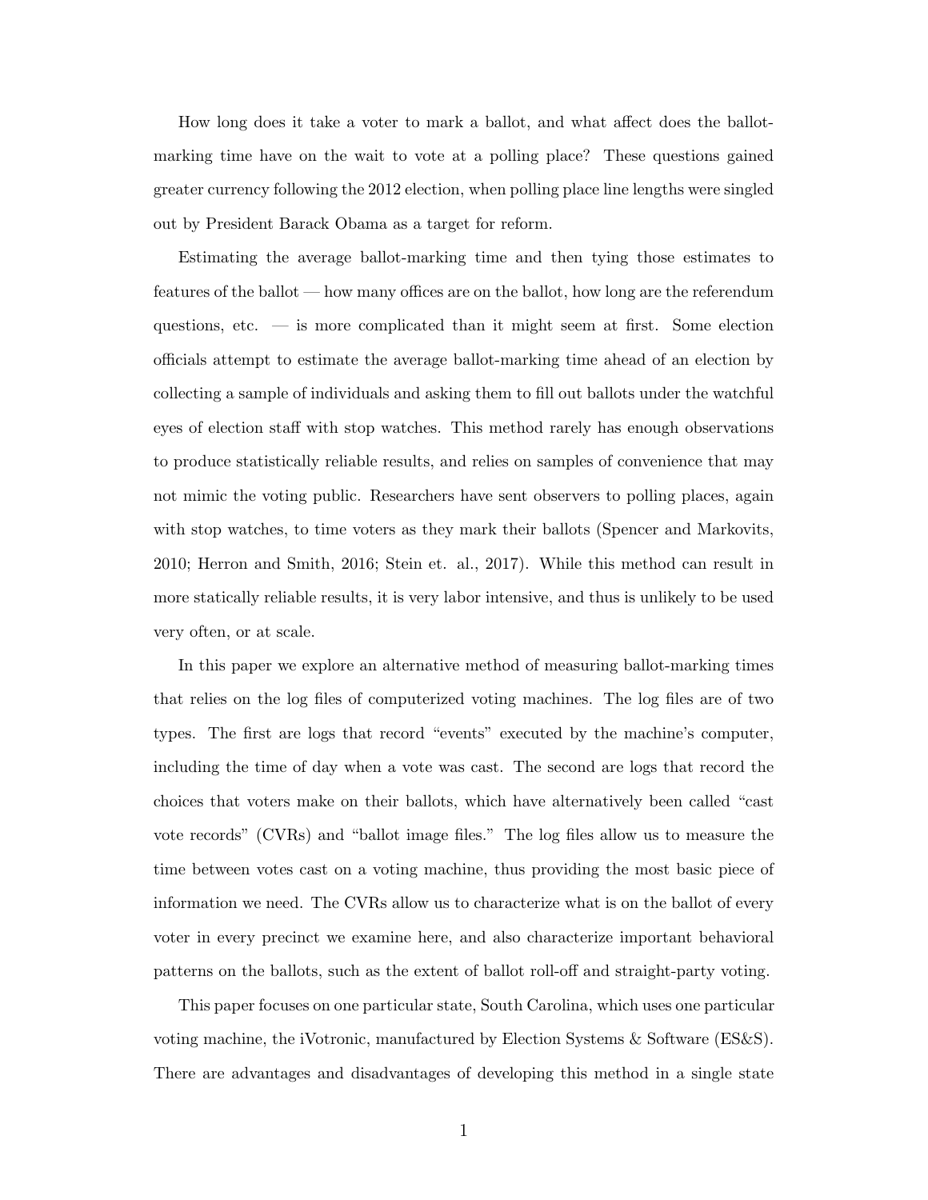How long does it take a voter to mark a ballot, and what affect does the ballot-marking time have on the wait to vote at a polling place? These questions gained greater currency following the 2012 election, when polling place line lengths were singled out by President Barack Obama as a target for reform.

Estimating the average ballot-marking time and then tying those estimates to features of the ballot — how many offices are on the ballot, how long are the referendum questions, etc. — is more complicated than it might seem at first. Some election officials attempt to estimate the average ballot-marking time ahead of an election by collecting a sample of individuals and asking them to fill out ballots under the watchful eyes of election staff with stop watches. This method rarely has enough observations to produce statistically reliable results, and relies on samples of convenience that may not mimic the voting public. Researchers have sent observers to polling places, again with stop watches, to time voters as they mark their ballots (Spencer and Markovits, 2010; Herron and Smith, 2016; Stein et. al., 2017). While this method can result in more statically reliable results, it is very labor intensive, and thus is unlikely to be used very often, or at scale.

In this paper we explore an alternative method of measuring ballot-marking times that relies on the log files of computerized voting machines. The log files are of two types. The first are logs that record "events" executed by the machine's computer, including the time of day when a vote was cast. The second are logs that record the choices that voters make on their ballots, which have alternatively been called "cast vote records" (CVRs) and "ballot image files." The log files allow us to measure the time between votes cast on a voting machine, thus providing the most basic piece of information we need. The CVRs allow us to characterize what is on the ballot of every voter in every precinct we examine here, and also characterize important behavioral patterns on the ballots, such as the extent of ballot roll-off and straight-party voting.

This paper focuses on one particular state, South Carolina, which uses one particular voting machine, the iVotronic, manufactured by Election Systems & Software (ES&S). There are advantages and disadvantages of developing this method in a single state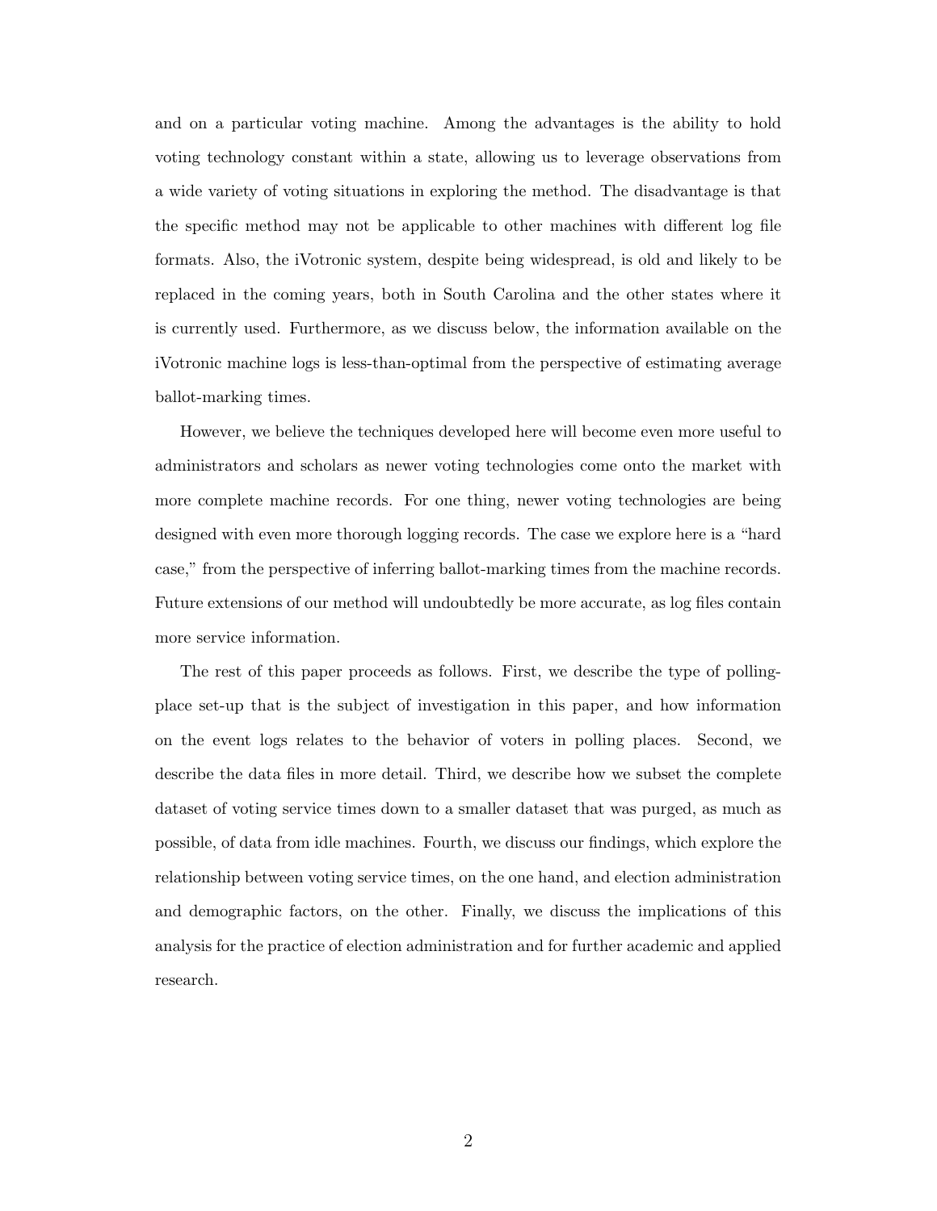and on a particular voting machine. Among the advantages is the ability to hold voting technology constant within a state, allowing us to leverage observations from a wide variety of voting situations in exploring the method. The disadvantage is that the specific method may not be applicable to other machines with different log file formats. Also, the iVotronic system, despite being widespread, is old and likely to be replaced in the coming years, both in South Carolina and the other states where it is currently used. Furthermore, as we discuss below, the information available on the iVotronic machine logs is less-than-optimal from the perspective of estimating average ballot-marking times.

However, we believe the techniques developed here will become even more useful to administrators and scholars as newer voting technologies come onto the market with more complete machine records. For one thing, newer voting technologies are being designed with even more thorough logging records. The case we explore here is a "hard case," from the perspective of inferring ballot-marking times from the machine records. Future extensions of our method will undoubtedly be more accurate, as log files contain more service information.

The rest of this paper proceeds as follows. First, we describe the type of polling-place set-up that is the subject of investigation in this paper, and how information on the event logs relates to the behavior of voters in polling places. Second, we describe the data files in more detail. Third, we describe how we subset the complete dataset of voting service times down to a smaller dataset that was purged, as much as possible, of data from idle machines. Fourth, we discuss our findings, which explore the relationship between voting service times, on the one hand, and election administration and demographic factors, on the other. Finally, we discuss the implications of this analysis for the practice of election administration and for further academic and applied research.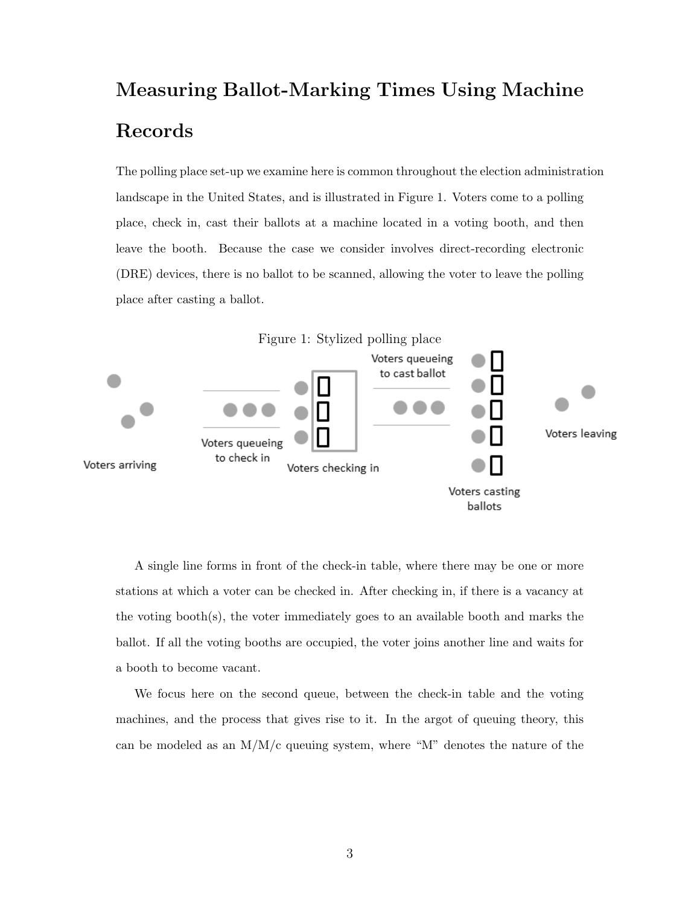# Measuring Ballot-Marking Times Using Machine Records

The polling place set-up we examine here is common throughout the election administration landscape in the United States, and is illustrated in Figure 1. Voters come to a polling place, check in, cast their ballots at a machine located in a voting booth, and then leave the booth. Because the case we consider involves direct-recording electronic (DRE) devices, there is no ballot to be scanned, allowing the voter to leave the polling place after casting a ballot.

Figure 1: Stylized polling place

Voters arriving

Voters queueing to check in

Voters checking in

Voters queueing to cast ballot

Voters casting ballots

Voters leaving

A single line forms in front of the check-in table, where there may be one or more stations at which a voter can be checked in. After checking in, if there is a vacancy at the voting booth(s), the voter immediately goes to an available booth and marks the ballot. If all the voting booths are occupied, the voter joins another line and waits for a booth to become vacant.

We focus here on the second queue, between the check-in table and the voting machines, and the process that gives rise to it. In the argot of queuing theory, this can be modeled as an M/M/c queuing system, where "M" denotes the nature of the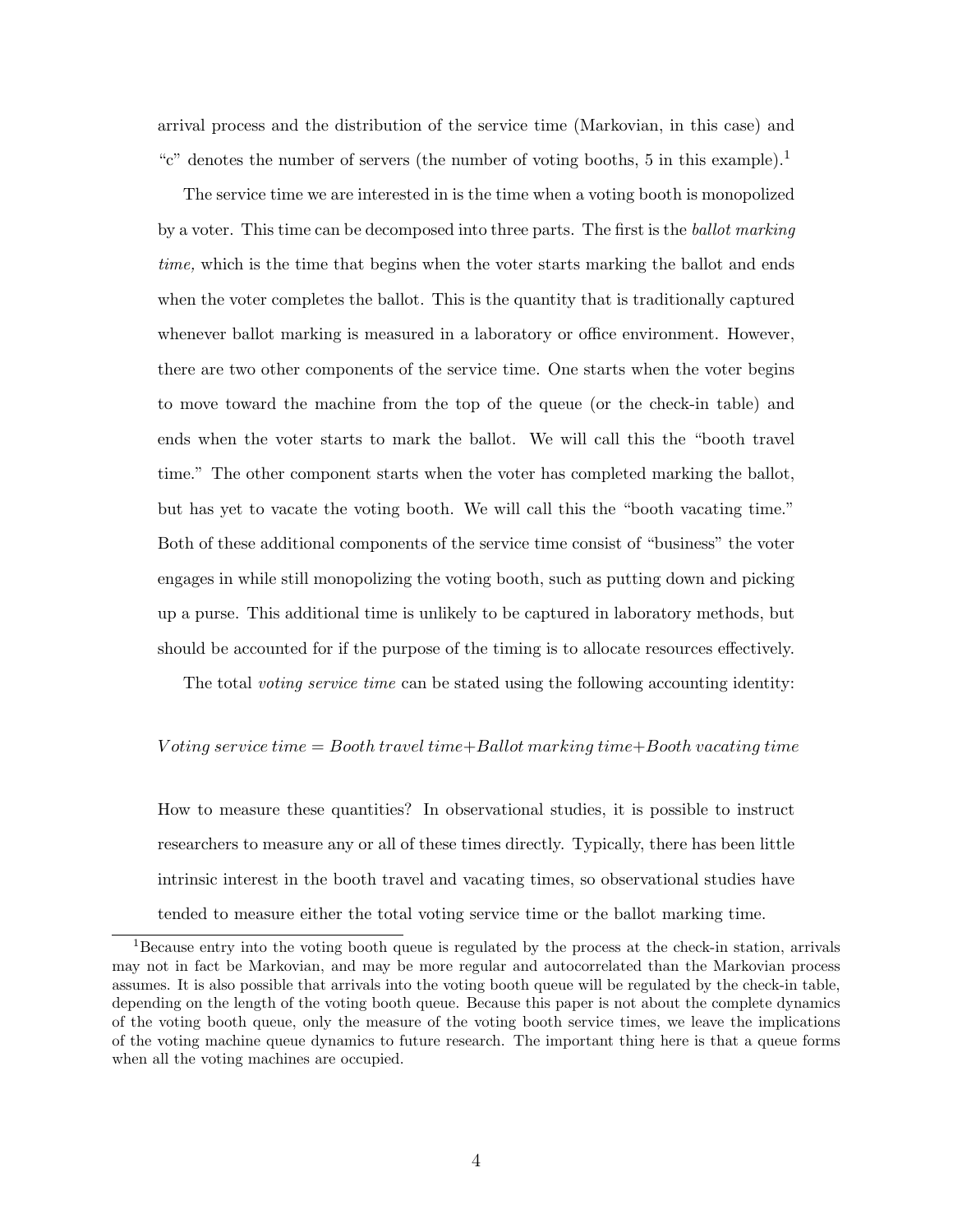arrival process and the distribution of the service time (Markovian, in this case) and "c" denotes the number of servers (the number of voting booths, 5 in this example).[1]

The service time we are interested in is the time when a voting booth is monopolized by a voter. This time can be decomposed into three parts. The first is the *ballot marking time,* which is the time that begins when the voter starts marking the ballot and ends when the voter completes the ballot. This is the quantity that is traditionally captured whenever ballot marking is measured in a laboratory or office environment. However, there are two other components of the service time. One starts when the voter begins to move toward the machine from the top of the queue (or the check-in table) and ends when the voter starts to mark the ballot. We will call this the "booth travel time." The other component starts when the voter has completed marking the ballot, but has yet to vacate the voting booth. We will call this the "booth vacating time." Both of these additional components of the service time consist of "business" the voter engages in while still monopolizing the voting booth, such as putting down and picking up a purse. This additional time is unlikely to be captured in laboratory methods, but should be accounted for if the purpose of the timing is to allocate resources effectively.

The total *voting service time* can be stated using the following accounting identity:

$$Voting\ service\ time = Booth\ travel\ time + Ballot\ marking\ time + Booth\ vacating\ time$$

How to measure these quantities? In observational studies, it is possible to instruct researchers to measure any or all of these times directly. Typically, there has been little intrinsic interest in the booth travel and vacating times, so observational studies have tended to measure either the total voting service time or the ballot marking time.

[1] Because entry into the voting booth queue is regulated by the process at the check-in station, arrivals may not in fact be Markovian, and may be more regular and autocorrelated than the Markovian process assumes. It is also possible that arrivals into the voting booth queue will be regulated by the check-in table, depending on the length of the voting booth queue. Because this paper is not about the complete dynamics of the voting booth queue, only the measure of the voting booth service times, we leave the implications of the voting machine queue dynamics to future research. The important thing here is that a queue forms when all the voting machines are occupied.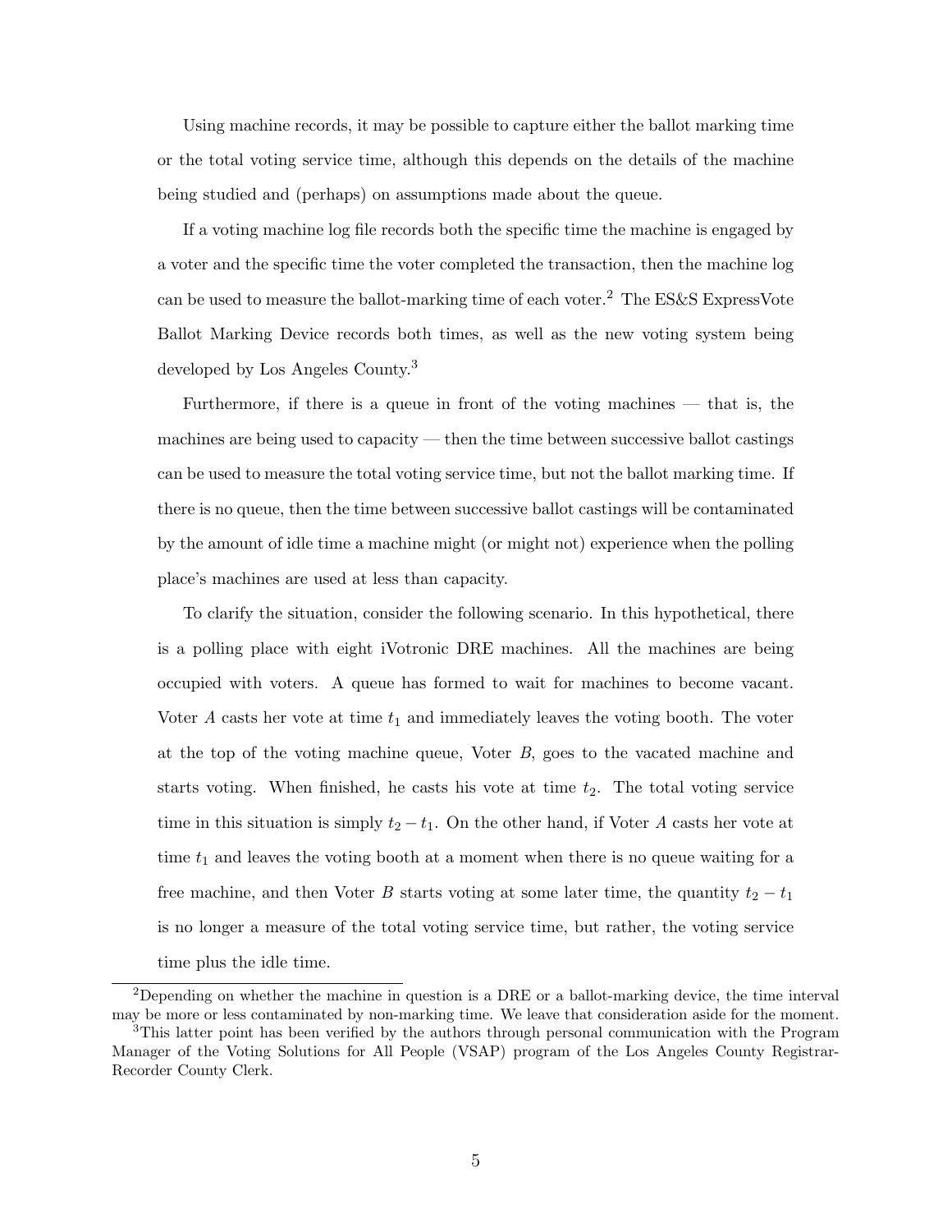Using machine records, it may be possible to capture either the ballot marking time or the total voting service time, although this depends on the details of the machine being studied and (perhaps) on assumptions made about the queue.

If a voting machine log file records both the specific time the machine is engaged by a voter and the specific time the voter completed the transaction, then the machine log can be used to measure the ballot-marking time of each voter.[2] The ES&S ExpressVote Ballot Marking Device records both times, as well as the new voting system being developed by Los Angeles County.[3]

Furthermore, if there is a queue in front of the voting machines — that is, the machines are being used to capacity — then the time between successive ballot castings can be used to measure the total voting service time, but not the ballot marking time. If there is no queue, then the time between successive ballot castings will be contaminated by the amount of idle time a machine might (or might not) experience when the polling place's machines are used at less than capacity.

To clarify the situation, consider the following scenario. In this hypothetical, there is a polling place with eight iVotronic DRE machines. All the machines are being occupied with voters. A queue has formed to wait for machines to become vacant. Voter $A$ casts her vote at time $t_1$ and immediately leaves the voting booth. The voter at the top of the voting machine queue, Voter $B$, goes to the vacated machine and starts voting. When finished, he casts his vote at time $t_2$. The total voting service time in this situation is simply $t_2 - t_1$. On the other hand, if Voter $A$ casts her vote at time $t_1$ and leaves the voting booth at a moment when there is no queue waiting for a free machine, and then Voter $B$ starts voting at some later time, the quantity $t_2 - t_1$ is no longer a measure of the total voting service time, but rather, the voting service time plus the idle time.

[2] Depending on whether the machine in question is a DRE or a ballot-marking device, the time interval may be more or less contaminated by non-marking time. We leave that consideration aside for the moment.

[3] This latter point has been verified by the authors through personal communication with the Program Manager of the Voting Solutions for All People (VSAP) program of the Los Angeles County Registrar-Recorder County Clerk.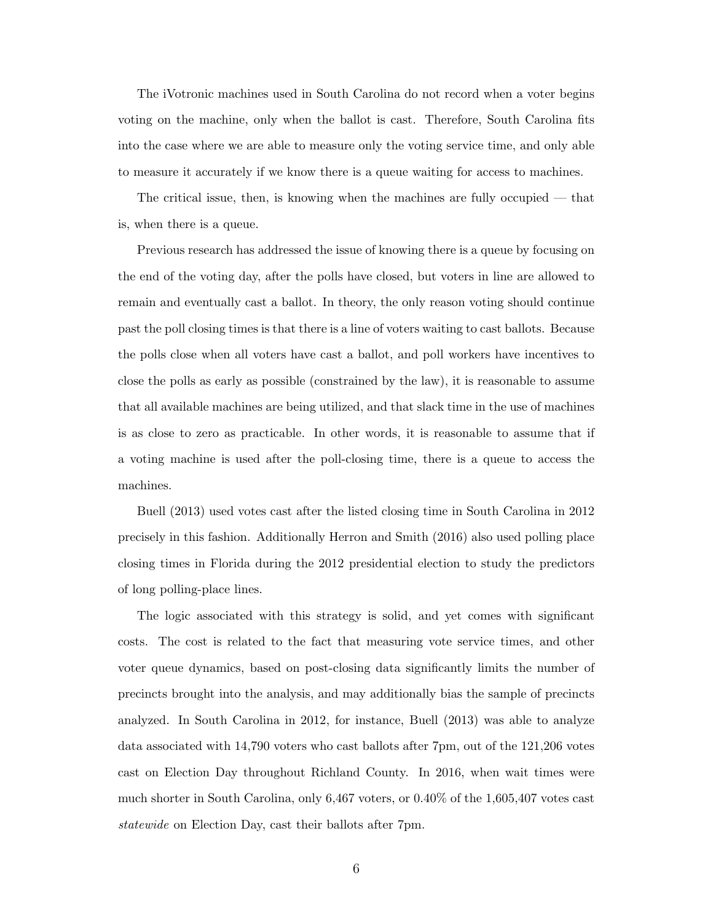The iVotronic machines used in South Carolina do not record when a voter begins voting on the machine, only when the ballot is cast. Therefore, South Carolina fits into the case where we are able to measure only the voting service time, and only able to measure it accurately if we know there is a queue waiting for access to machines.

The critical issue, then, is knowing when the machines are fully occupied — that is, when there is a queue.

Previous research has addressed the issue of knowing there is a queue by focusing on the end of the voting day, after the polls have closed, but voters in line are allowed to remain and eventually cast a ballot. In theory, the only reason voting should continue past the poll closing times is that there is a line of voters waiting to cast ballots. Because the polls close when all voters have cast a ballot, and poll workers have incentives to close the polls as early as possible (constrained by the law), it is reasonable to assume that all available machines are being utilized, and that slack time in the use of machines is as close to zero as practicable. In other words, it is reasonable to assume that if a voting machine is used after the poll-closing time, there is a queue to access the machines.

Buell (2013) used votes cast after the listed closing time in South Carolina in 2012 precisely in this fashion. Additionally Herron and Smith (2016) also used polling place closing times in Florida during the 2012 presidential election to study the predictors of long polling-place lines.

The logic associated with this strategy is solid, and yet comes with significant costs. The cost is related to the fact that measuring vote service times, and other voter queue dynamics, based on post-closing data significantly limits the number of precincts brought into the analysis, and may additionally bias the sample of precincts analyzed. In South Carolina in 2012, for instance, Buell (2013) was able to analyze data associated with 14,790 voters who cast ballots after 7pm, out of the 121,206 votes cast on Election Day throughout Richland County. In 2016, when wait times were much shorter in South Carolina, only 6,467 voters, or 0.40% of the 1,605,407 votes cast *statewide* on Election Day, cast their ballots after 7pm.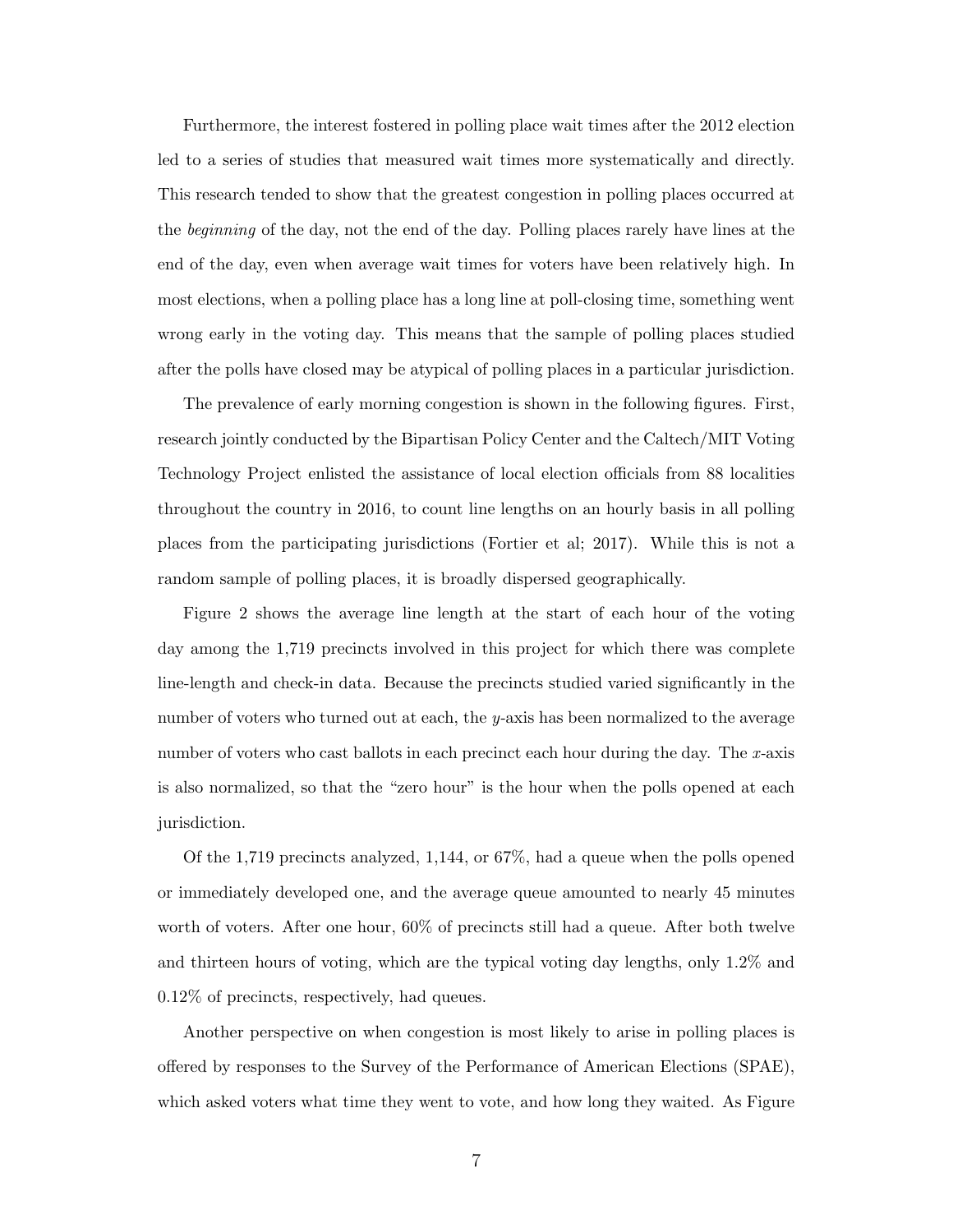Furthermore, the interest fostered in polling place wait times after the 2012 election led to a series of studies that measured wait times more systematically and directly. This research tended to show that the greatest congestion in polling places occurred at the *beginning* of the day, not the end of the day. Polling places rarely have lines at the end of the day, even when average wait times for voters have been relatively high. In most elections, when a polling place has a long line at poll-closing time, something went wrong early in the voting day. This means that the sample of polling places studied after the polls have closed may be atypical of polling places in a particular jurisdiction.

The prevalence of early morning congestion is shown in the following figures. First, research jointly conducted by the Bipartisan Policy Center and the Caltech/MIT Voting Technology Project enlisted the assistance of local election officials from 88 localities throughout the country in 2016, to count line lengths on an hourly basis in all polling places from the participating jurisdictions (Fortier et al; 2017). While this is not a random sample of polling places, it is broadly dispersed geographically.

Figure 2 shows the average line length at the start of each hour of the voting day among the 1,719 precincts involved in this project for which there was complete line-length and check-in data. Because the precincts studied varied significantly in the number of voters who turned out at each, the $y$-axis has been normalized to the average number of voters who cast ballots in each precinct each hour during the day. The $x$-axis is also normalized, so that the "zero hour" is the hour when the polls opened at each jurisdiction.

Of the 1,719 precincts analyzed, 1,144, or 67%, had a queue when the polls opened or immediately developed one, and the average queue amounted to nearly 45 minutes worth of voters. After one hour, 60% of precincts still had a queue. After both twelve and thirteen hours of voting, which are the typical voting day lengths, only 1.2% and 0.12% of precincts, respectively, had queues.

Another perspective on when congestion is most likely to arise in polling places is offered by responses to the Survey of the Performance of American Elections (SPAE), which asked voters what time they went to vote, and how long they waited. As Figure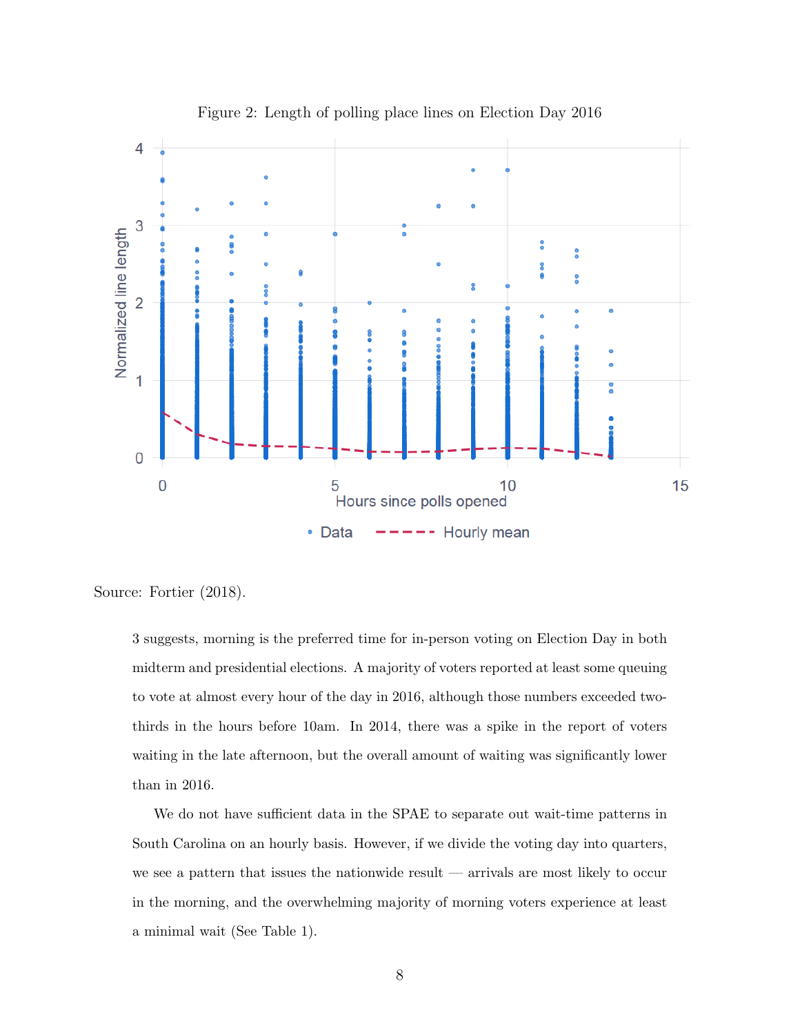Figure 2: Length of polling place lines on Election Day 2016

Normalized line length

4

3

2

1

0

0

5

10

15

Hours since polls opened

Data

Hourly mean

Source: Fortier (2018).

3 suggests, morning is the preferred time for in-person voting on Election Day in both midterm and presidential elections. A majority of voters reported at least some queuing to vote at almost every hour of the day in 2016, although those numbers exceeded two-thirds in the hours before 10am. In 2014, there was a spike in the report of voters waiting in the late afternoon, but the overall amount of waiting was significantly lower than in 2016.

We do not have sufficient data in the SPAE to separate out wait-time patterns in South Carolina on an hourly basis. However, if we divide the voting day into quarters, we see a pattern that issues the nationwide result — arrivals are most likely to occur in the morning, and the overwhelming majority of morning voters experience at least a minimal wait (See Table 1).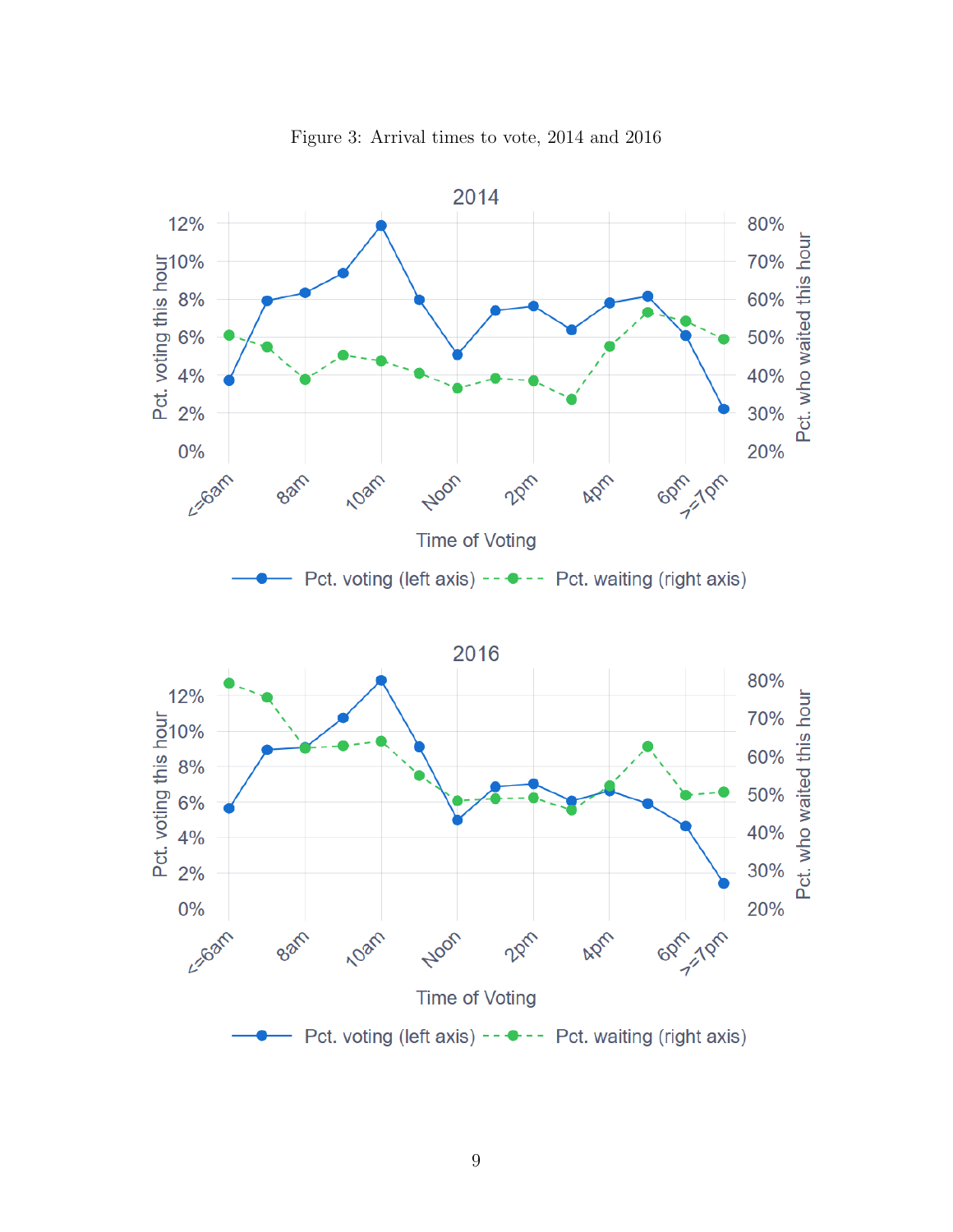Figure 3: Arrival times to vote, 2014 and 2016

2014

Pct. voting this hour

12%
10%
8%
6%
4%
2%
0%

Pct. who waited this hour

80%
70%
60%
50%
40%
30%
20%

<=6am
8am
10am
Noon
2pm
4pm
6pm
>=7pm

Time of Voting

Pct. voting (left axis) Pct. waiting (right axis)

2016

Pct. voting this hour

12%
10%
8%
6%
4%
2%
0%

Pct. who waited this hour

80%
70%
60%
50%
40%
30%
20%

<=6am
8am
10am
Noon
2pm
4pm
6pm
>=7pm

Time of Voting

Pct. voting (left axis) Pct. waiting (right axis)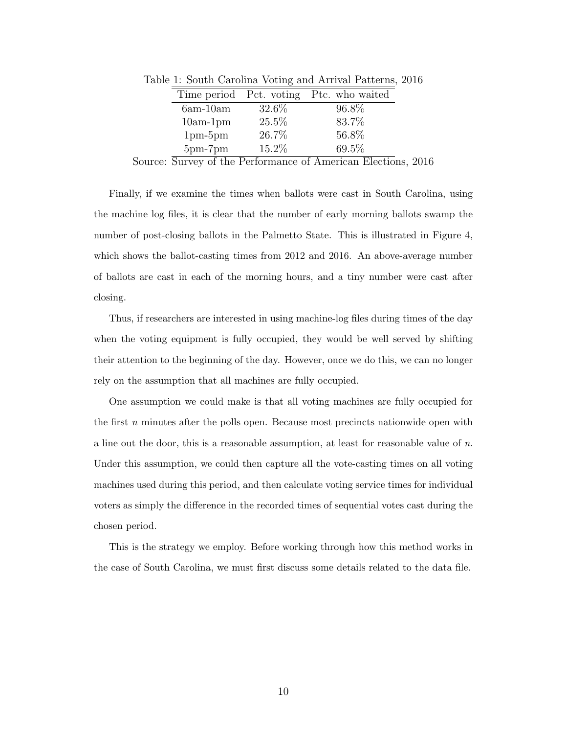Table 1: South Carolina Voting and Arrival Patterns, 2016

| Time period | Pct. voting | Ptc. who waited |
|---|---|---|
| 6am-10am | 32.6% | 96.8% |
| 10am-1pm | 25.5% | 83.7% |
| 1pm-5pm | 26.7% | 56.8% |
| 5pm-7pm | 15.2% | 69.5% |

Source: Survey of the Performance of American Elections, 2016

Finally, if we examine the times when ballots were cast in South Carolina, using the machine log files, it is clear that the number of early morning ballots swamp the number of post-closing ballots in the Palmetto State. This is illustrated in Figure 4, which shows the ballot-casting times from 2012 and 2016. An above-average number of ballots are cast in each of the morning hours, and a tiny number were cast after closing.

Thus, if researchers are interested in using machine-log files during times of the day when the voting equipment is fully occupied, they would be well served by shifting their attention to the beginning of the day. However, once we do this, we can no longer rely on the assumption that all machines are fully occupied.

One assumption we could make is that all voting machines are fully occupied for the first $n$ minutes after the polls open. Because most precincts nationwide open with a line out the door, this is a reasonable assumption, at least for reasonable value of $n$. Under this assumption, we could then capture all the vote-casting times on all voting machines used during this period, and then calculate voting service times for individual voters as simply the difference in the recorded times of sequential votes cast during the chosen period.

This is the strategy we employ. Before working through how this method works in the case of South Carolina, we must first discuss some details related to the data file.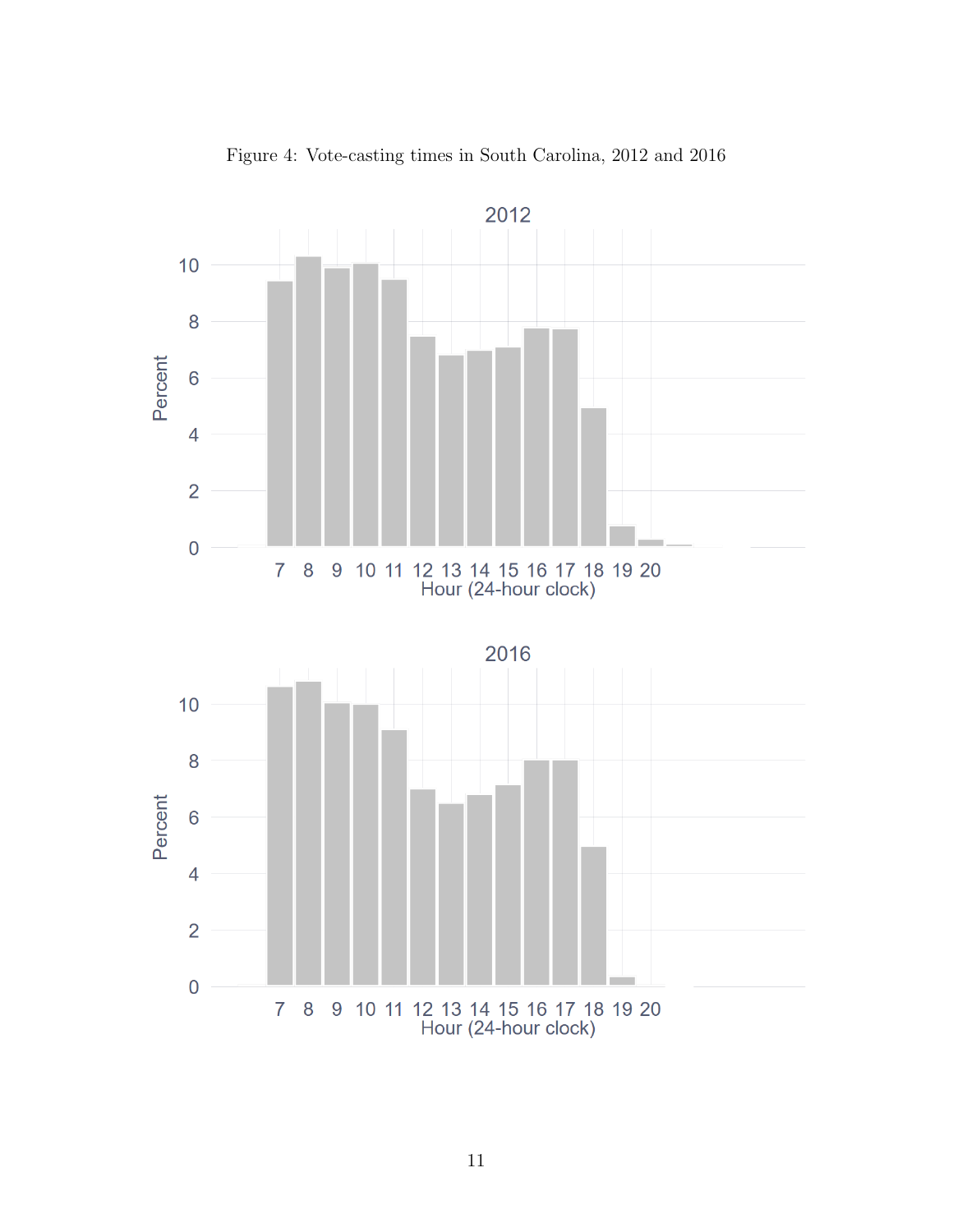Figure 4: Vote-casting times in South Carolina, 2012 and 2016

2012

Percent

0
2
4
6
8
10

7 8 9 10 11 12 13 14 15 16 17 18 19 20

Hour (24-hour clock)

2016

Percent

0
2
4
6
8
10

7 8 9 10 11 12 13 14 15 16 17 18 19 20

Hour (24-hour clock)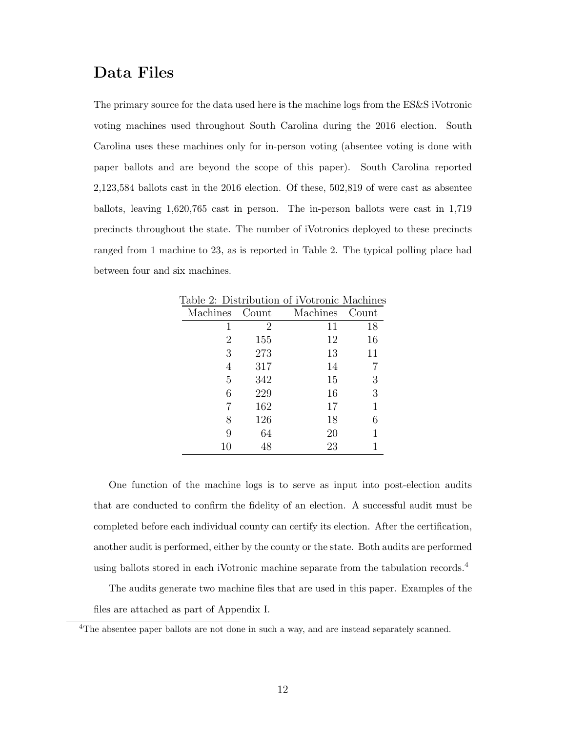## Data Files

The primary source for the data used here is the machine logs from the ES&S iVotronic voting machines used throughout South Carolina during the 2016 election. South Carolina uses these machines only for in-person voting (absentee voting is done with paper ballots and are beyond the scope of this paper). South Carolina reported 2,123,584 ballots cast in the 2016 election. Of these, 502,819 of were cast as absentee ballots, leaving 1,620,765 cast in person. The in-person ballots were cast in 1,719 precincts throughout the state. The number of iVotronics deployed to these precincts ranged from 1 machine to 23, as is reported in Table 2. The typical polling place had between four and six machines.

Table 2: Distribution of iVotronic Machines

| Machines | Count | Machines | Count |
|---|---|---|---|
| 1 | 2 | 11 | 18 |
| 2 | 155 | 12 | 16 |
| 3 | 273 | 13 | 11 |
| 4 | 317 | 14 | 7 |
| 5 | 342 | 15 | 3 |
| 6 | 229 | 16 | 3 |
| 7 | 162 | 17 | 1 |
| 8 | 126 | 18 | 6 |
| 9 | 64 | 20 | 1 |
| 10 | 48 | 23 | 1 |

One function of the machine logs is to serve as input into post-election audits that are conducted to confirm the fidelity of an election. A successful audit must be completed before each individual county can certify its election. After the certification, another audit is performed, either by the county or the state. Both audits are performed using ballots stored in each iVotronic machine separate from the tabulation records.[4]

The audits generate two machine files that are used in this paper. Examples of the files are attached as part of Appendix I.

[4] The absentee paper ballots are not done in such a way, and are instead separately scanned.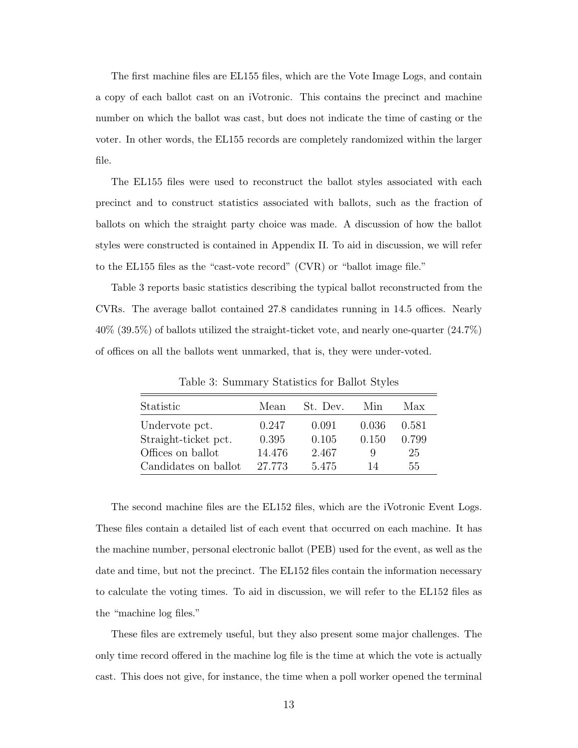The first machine files are EL155 files, which are the Vote Image Logs, and contain a copy of each ballot cast on an iVotronic. This contains the precinct and machine number on which the ballot was cast, but does not indicate the time of casting or the voter. In other words, the EL155 records are completely randomized within the larger file.

The EL155 files were used to reconstruct the ballot styles associated with each precinct and to construct statistics associated with ballots, such as the fraction of ballots on which the straight party choice was made. A discussion of how the ballot styles were constructed is contained in Appendix II. To aid in discussion, we will refer to the EL155 files as the "cast-vote record" (CVR) or "ballot image file."

Table 3 reports basic statistics describing the typical ballot reconstructed from the CVRs. The average ballot contained 27.8 candidates running in 14.5 offices. Nearly 40% (39.5%) of ballots utilized the straight-ticket vote, and nearly one-quarter (24.7%) of offices on all the ballots went unmarked, that is, they were under-voted.

Table 3: Summary Statistics for Ballot Styles

| Statistic | Mean | St. Dev. | Min | Max |
|---|---|---|---|---|
| Undervote pct. | 0.247 | 0.091 | 0.036 | 0.581 |
| Straight-ticket pct. | 0.395 | 0.105 | 0.150 | 0.799 |
| Offices on ballot | 14.476 | 2.467 | 9 | 25 |
| Candidates on ballot | 27.773 | 5.475 | 14 | 55 |

The second machine files are the EL152 files, which are the iVotronic Event Logs. These files contain a detailed list of each event that occurred on each machine. It has the machine number, personal electronic ballot (PEB) used for the event, as well as the date and time, but not the precinct. The EL152 files contain the information necessary to calculate the voting times. To aid in discussion, we will refer to the EL152 files as the "machine log files."

These files are extremely useful, but they also present some major challenges. The only time record offered in the machine log file is the time at which the vote is actually cast. This does not give, for instance, the time when a poll worker opened the terminal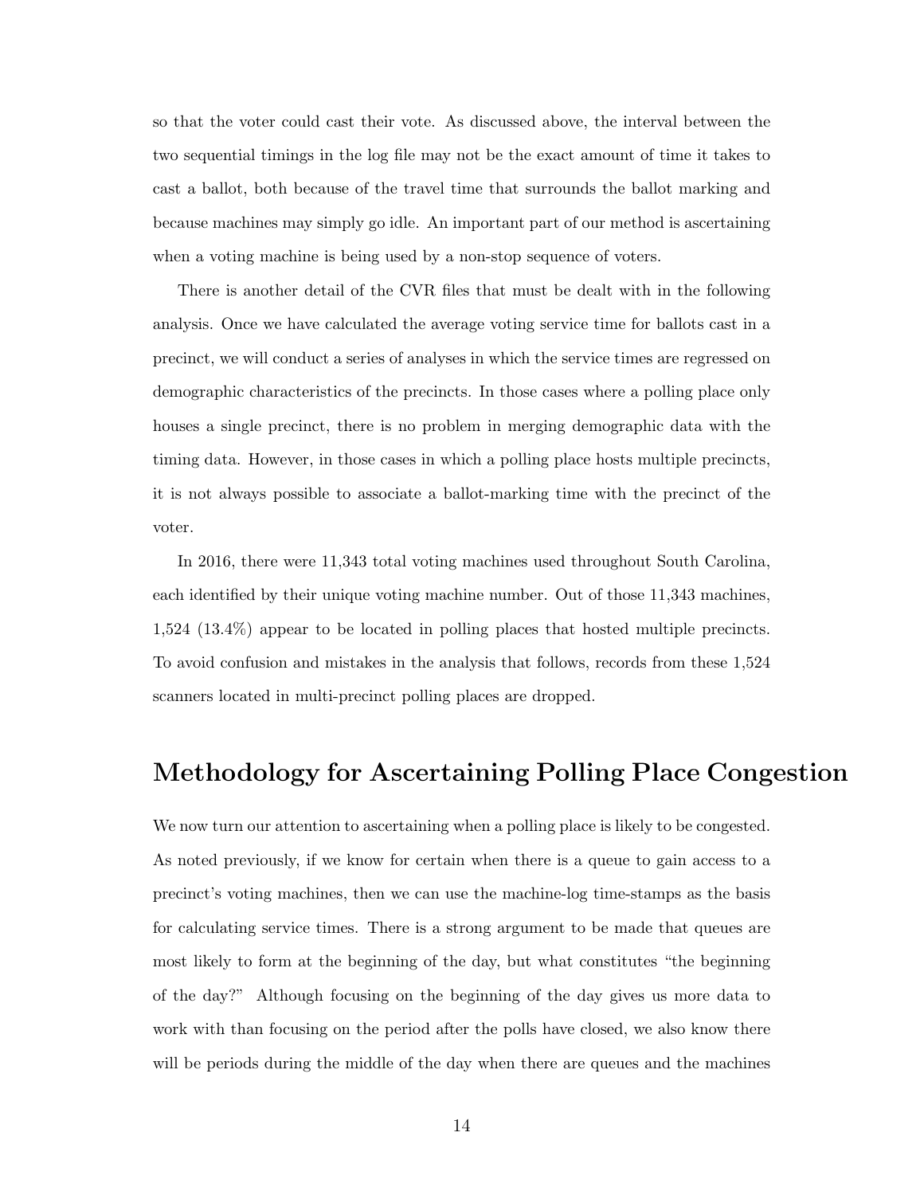so that the voter could cast their vote. As discussed above, the interval between the two sequential timings in the log file may not be the exact amount of time it takes to cast a ballot, both because of the travel time that surrounds the ballot marking and because machines may simply go idle. An important part of our method is ascertaining when a voting machine is being used by a non-stop sequence of voters.

There is another detail of the CVR files that must be dealt with in the following analysis. Once we have calculated the average voting service time for ballots cast in a precinct, we will conduct a series of analyses in which the service times are regressed on demographic characteristics of the precincts. In those cases where a polling place only houses a single precinct, there is no problem in merging demographic data with the timing data. However, in those cases in which a polling place hosts multiple precincts, it is not always possible to associate a ballot-marking time with the precinct of the voter.

In 2016, there were 11,343 total voting machines used throughout South Carolina, each identified by their unique voting machine number. Out of those 11,343 machines, 1,524 (13.4%) appear to be located in polling places that hosted multiple precincts. To avoid confusion and mistakes in the analysis that follows, records from these 1,524 scanners located in multi-precinct polling places are dropped.

## Methodology for Ascertaining Polling Place Congestion

We now turn our attention to ascertaining when a polling place is likely to be congested. As noted previously, if we know for certain when there is a queue to gain access to a precinct's voting machines, then we can use the machine-log time-stamps as the basis for calculating service times. There is a strong argument to be made that queues are most likely to form at the beginning of the day, but what constitutes "the beginning of the day?" Although focusing on the beginning of the day gives us more data to work with than focusing on the period after the polls have closed, we also know there will be periods during the middle of the day when there are queues and the machines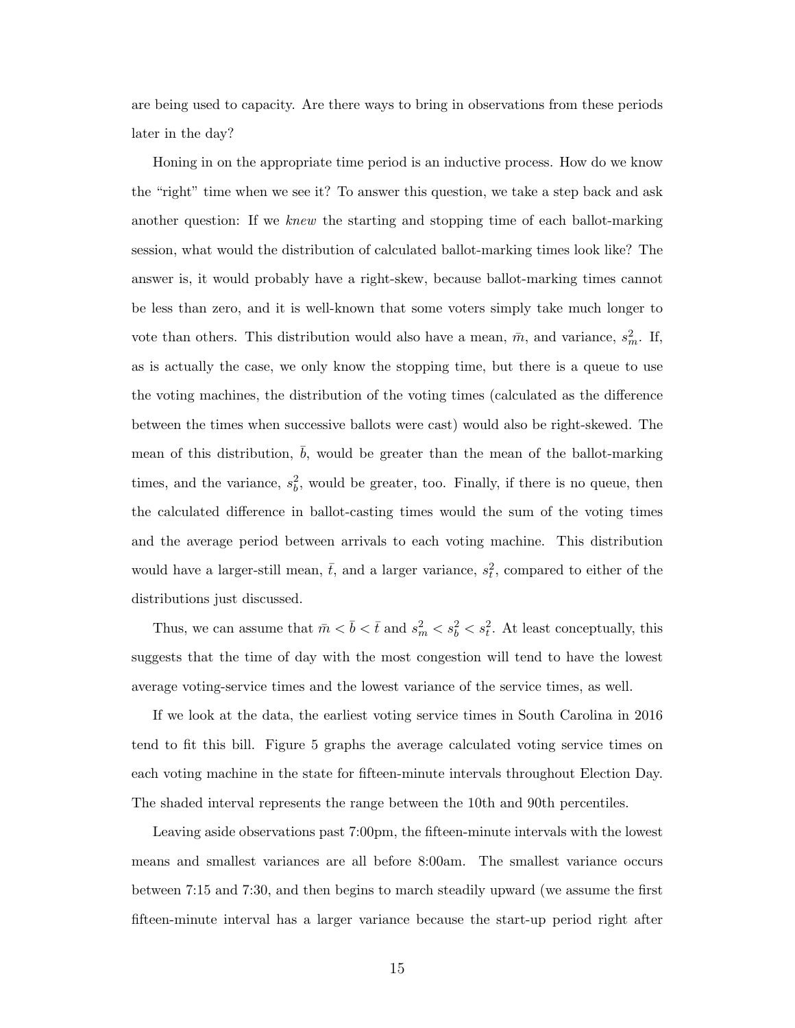are being used to capacity. Are there ways to bring in observations from these periods later in the day?

Honing in on the appropriate time period is an inductive process. How do we know the "right" time when we see it? To answer this question, we take a step back and ask another question: If we *knew* the starting and stopping time of each ballot-marking session, what would the distribution of calculated ballot-marking times look like? The answer is, it would probably have a right-skew, because ballot-marking times cannot be less than zero, and it is well-known that some voters simply take much longer to vote than others. This distribution would also have a mean, $\bar{m}$, and variance, $s_m^2$. If, as is actually the case, we only know the stopping time, but there is a queue to use the voting machines, the distribution of the voting times (calculated as the difference between the times when successive ballots were cast) would also be right-skewed. The mean of this distribution, $\bar{b}$, would be greater than the mean of the ballot-marking times, and the variance, $s_b^2$, would be greater, too. Finally, if there is no queue, then the calculated difference in ballot-casting times would the sum of the voting times and the average period between arrivals to each voting machine. This distribution would have a larger-still mean, $\bar{t}$, and a larger variance, $s_t^2$, compared to either of the distributions just discussed.

Thus, we can assume that $\bar{m} < \bar{b} < \bar{t}$ and $s_m^2 < s_b^2 < s_t^2$. At least conceptually, this suggests that the time of day with the most congestion will tend to have the lowest average voting-service times and the lowest variance of the service times, as well.

If we look at the data, the earliest voting service times in South Carolina in 2016 tend to fit this bill. Figure 5 graphs the average calculated voting service times on each voting machine in the state for fifteen-minute intervals throughout Election Day. The shaded interval represents the range between the 10th and 90th percentiles.

Leaving aside observations past 7:00pm, the fifteen-minute intervals with the lowest means and smallest variances are all before 8:00am. The smallest variance occurs between 7:15 and 7:30, and then begins to march steadily upward (we assume the first fifteen-minute interval has a larger variance because the start-up period right after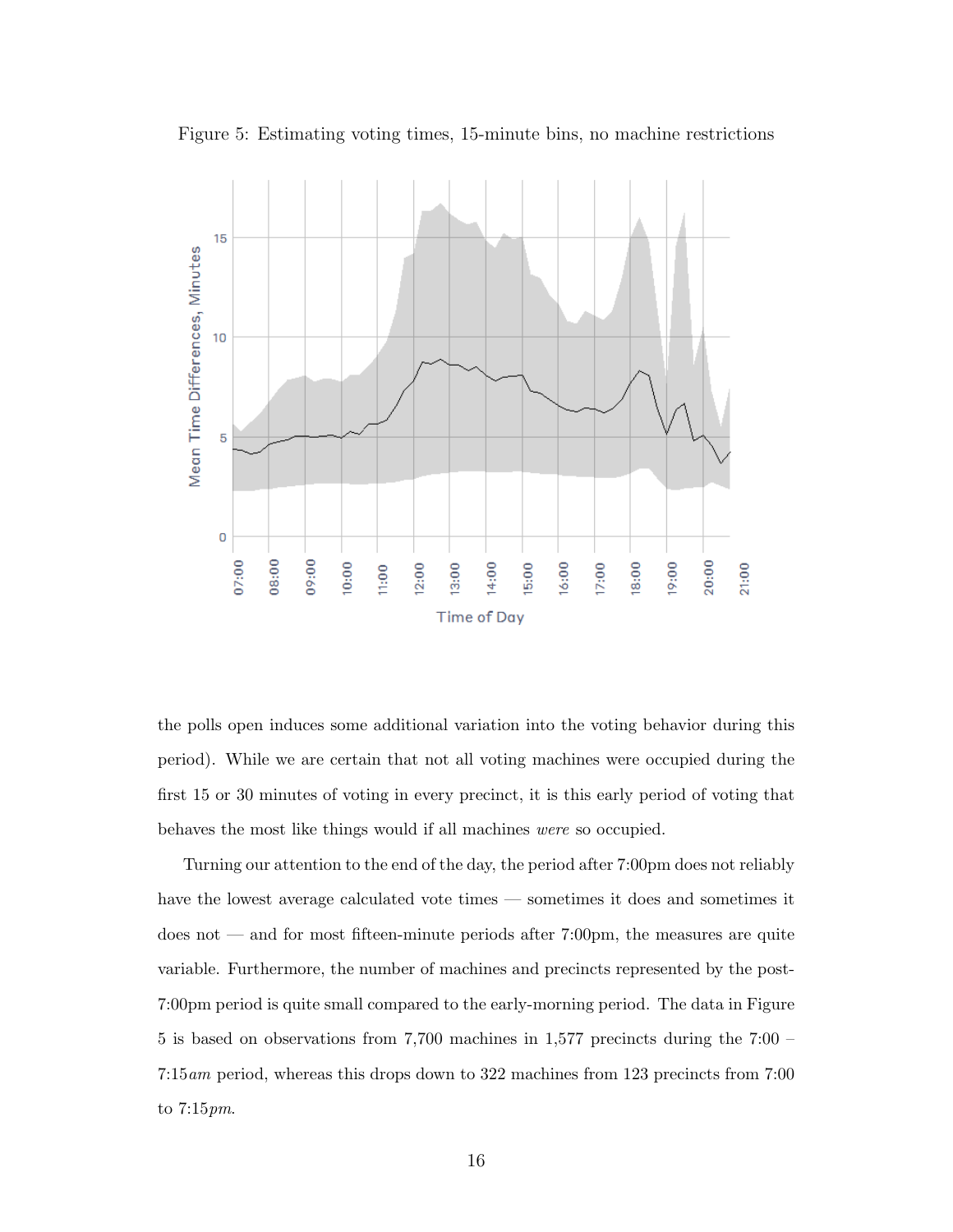Figure 5: Estimating voting times, 15-minute bins, no machine restrictions

Mean Time Differences, Minutes

0
5
10
15

07:00
08:00
09:00
10:00
11:00
12:00
13:00
14:00
15:00
16:00
17:00
18:00
19:00
20:00
21:00

Time of Day

the polls open induces some additional variation into the voting behavior during this period). While we are certain that not all voting machines were occupied during the first 15 or 30 minutes of voting in every precinct, it is this early period of voting that behaves the most like things would if all machines *were* so occupied.

Turning our attention to the end of the day, the period after 7:00pm does not reliably have the lowest average calculated vote times — sometimes it does and sometimes it does not — and for most fifteen-minute periods after 7:00pm, the measures are quite variable. Furthermore, the number of machines and precincts represented by the post-7:00pm period is quite small compared to the early-morning period. The data in Figure 5 is based on observations from 7,700 machines in 1,577 precincts during the 7:00 – 7:15*am* period, whereas this drops down to 322 machines from 123 precincts from 7:00 to 7:15*pm*.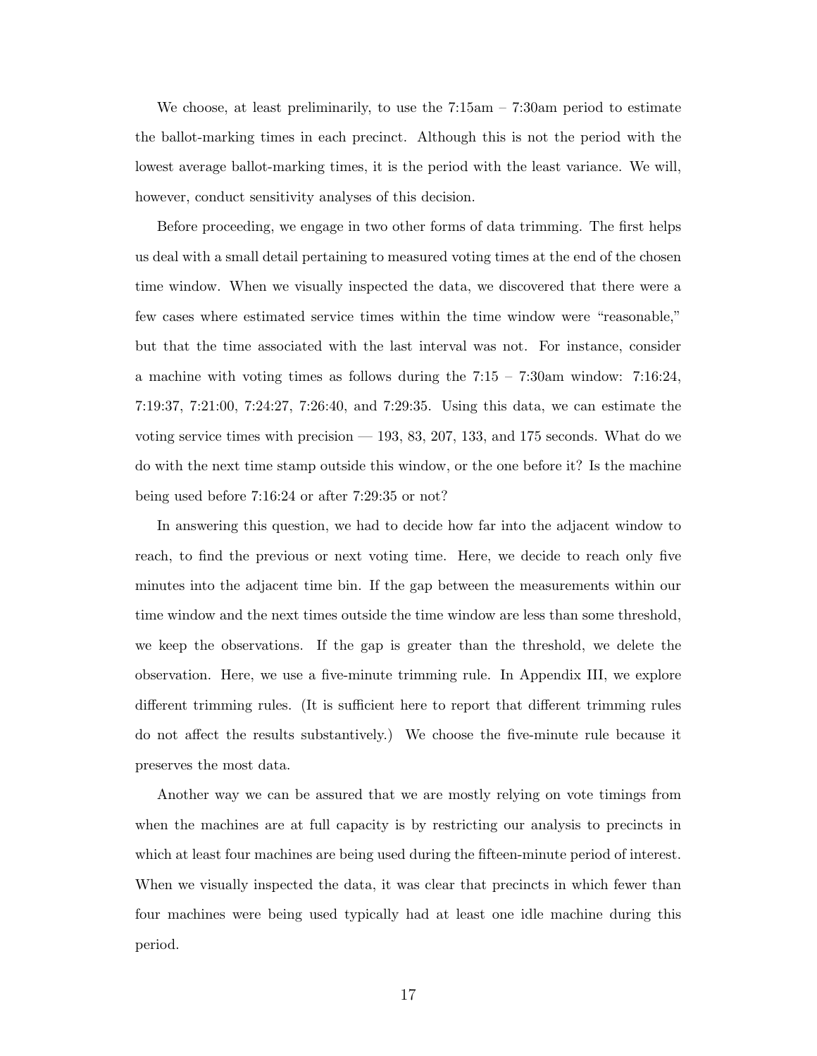We choose, at least preliminarily, to use the 7:15am – 7:30am period to estimate the ballot-marking times in each precinct. Although this is not the period with the lowest average ballot-marking times, it is the period with the least variance. We will, however, conduct sensitivity analyses of this decision.

Before proceeding, we engage in two other forms of data trimming. The first helps us deal with a small detail pertaining to measured voting times at the end of the chosen time window. When we visually inspected the data, we discovered that there were a few cases where estimated service times within the time window were "reasonable," but that the time associated with the last interval was not. For instance, consider a machine with voting times as follows during the 7:15 – 7:30am window: 7:16:24, 7:19:37, 7:21:00, 7:24:27, 7:26:40, and 7:29:35. Using this data, we can estimate the voting service times with precision — 193, 83, 207, 133, and 175 seconds. What do we do with the next time stamp outside this window, or the one before it? Is the machine being used before 7:16:24 or after 7:29:35 or not?

In answering this question, we had to decide how far into the adjacent window to reach, to find the previous or next voting time. Here, we decide to reach only five minutes into the adjacent time bin. If the gap between the measurements within our time window and the next times outside the time window are less than some threshold, we keep the observations. If the gap is greater than the threshold, we delete the observation. Here, we use a five-minute trimming rule. In Appendix III, we explore different trimming rules. (It is sufficient here to report that different trimming rules do not affect the results substantively.) We choose the five-minute rule because it preserves the most data.

Another way we can be assured that we are mostly relying on vote timings from when the machines are at full capacity is by restricting our analysis to precincts in which at least four machines are being used during the fifteen-minute period of interest. When we visually inspected the data, it was clear that precincts in which fewer than four machines were being used typically had at least one idle machine during this period.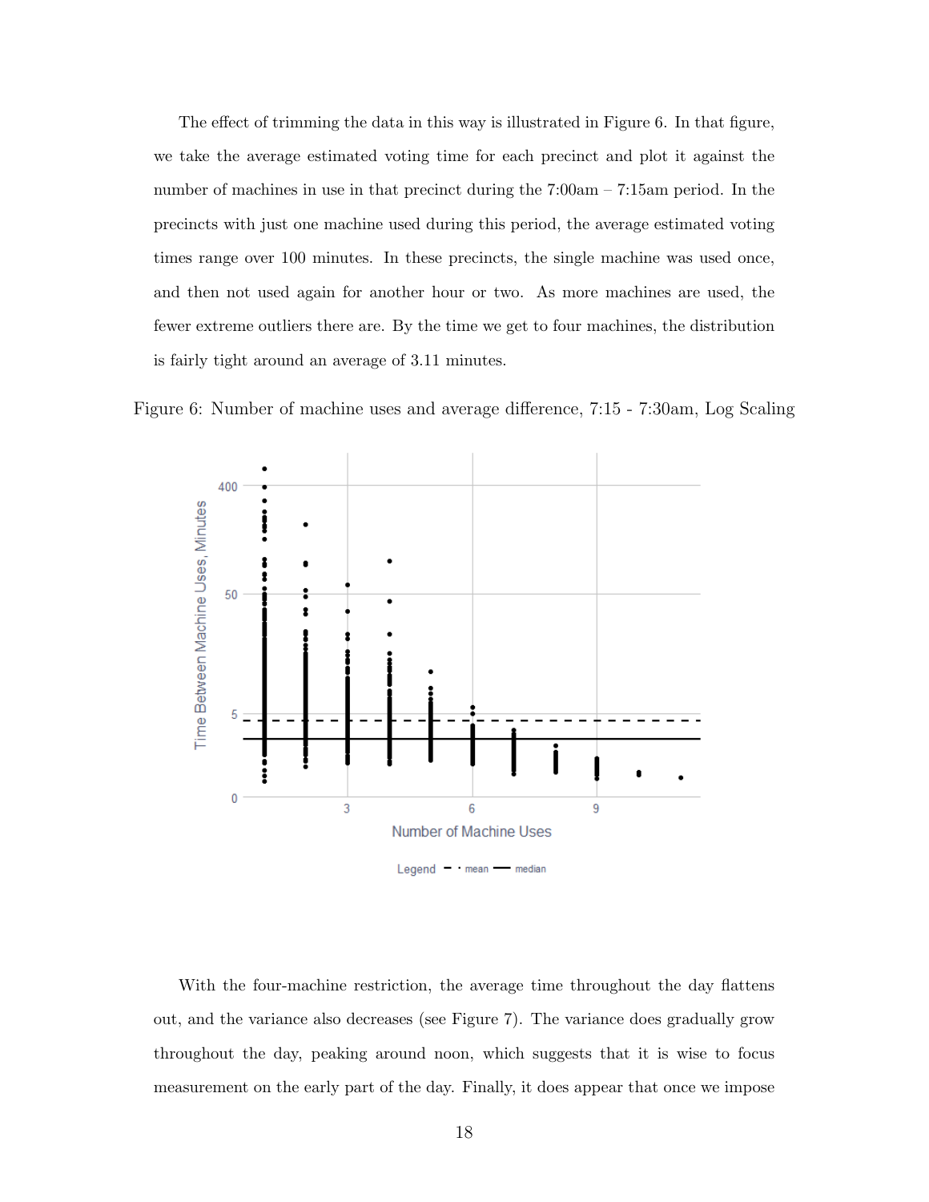The effect of trimming the data in this way is illustrated in Figure 6. In that figure, we take the average estimated voting time for each precinct and plot it against the number of machines in use in that precinct during the 7:00am – 7:15am period. In the precincts with just one machine used during this period, the average estimated voting times range over 100 minutes. In these precincts, the single machine was used once, and then not used again for another hour or two. As more machines are used, the fewer extreme outliers there are. By the time we get to four machines, the distribution is fairly tight around an average of 3.11 minutes.

Figure 6: Number of machine uses and average difference, 7:15 - 7:30am, Log Scaling

With the four-machine restriction, the average time throughout the day flattens out, and the variance also decreases (see Figure 7). The variance does gradually grow throughout the day, peaking around noon, which suggests that it is wise to focus measurement on the early part of the day. Finally, it does appear that once we impose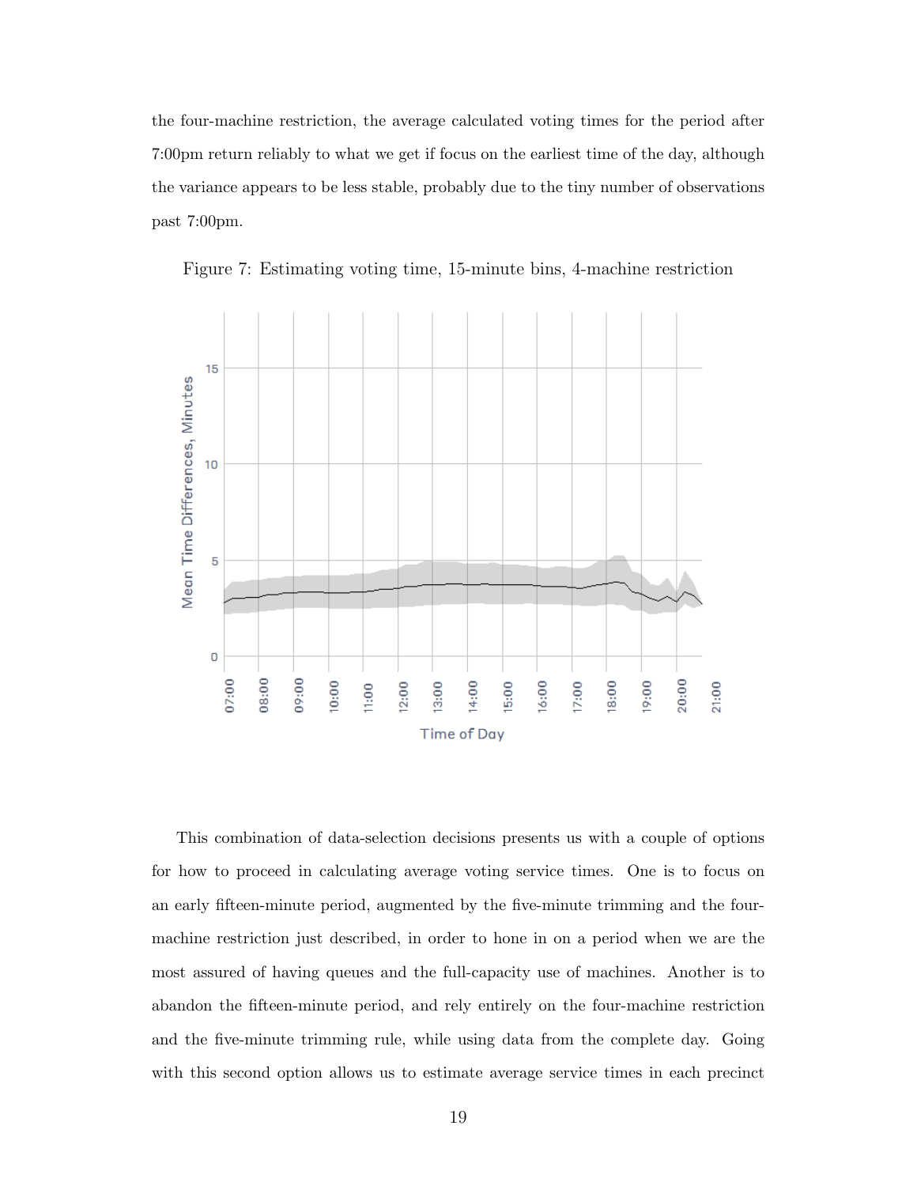the four-machine restriction, the average calculated voting times for the period after 7:00pm return reliably to what we get if focus on the earliest time of the day, although the variance appears to be less stable, probably due to the tiny number of observations past 7:00pm.

Figure 7: Estimating voting time, 15-minute bins, 4-machine restriction

Mean Time Differences, Minutes

15
10
5
0

07:00
08:00
09:00
10:00
11:00
12:00
13:00
14:00
15:00
16:00
17:00
18:00
19:00
20:00
21:00

Time of Day

This combination of data-selection decisions presents us with a couple of options for how to proceed in calculating average voting service times. One is to focus on an early fifteen-minute period, augmented by the five-minute trimming and the four-machine restriction just described, in order to hone in on a period when we are the most assured of having queues and the full-capacity use of machines. Another is to abandon the fifteen-minute period, and rely entirely on the four-machine restriction and the five-minute trimming rule, while using data from the complete day. Going with this second option allows us to estimate average service times in each precinct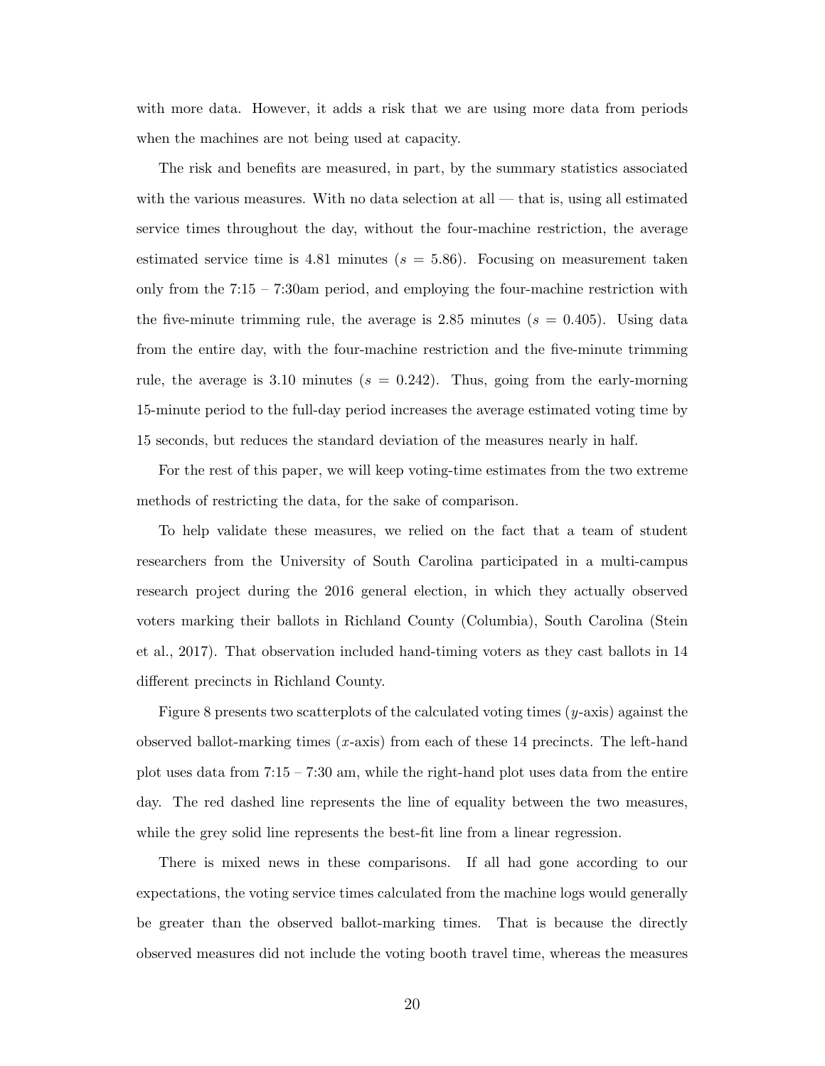with more data. However, it adds a risk that we are using more data from periods when the machines are not being used at capacity.

The risk and benefits are measured, in part, by the summary statistics associated with the various measures. With no data selection at all — that is, using all estimated service times throughout the day, without the four-machine restriction, the average estimated service time is 4.81 minutes ($s = 5.86$). Focusing on measurement taken only from the 7:15 – 7:30am period, and employing the four-machine restriction with the five-minute trimming rule, the average is 2.85 minutes ($s = 0.405$). Using data from the entire day, with the four-machine restriction and the five-minute trimming rule, the average is 3.10 minutes ($s = 0.242$). Thus, going from the early-morning 15-minute period to the full-day period increases the average estimated voting time by 15 seconds, but reduces the standard deviation of the measures nearly in half.

For the rest of this paper, we will keep voting-time estimates from the two extreme methods of restricting the data, for the sake of comparison.

To help validate these measures, we relied on the fact that a team of student researchers from the University of South Carolina participated in a multi-campus research project during the 2016 general election, in which they actually observed voters marking their ballots in Richland County (Columbia), South Carolina (Stein et al., 2017). That observation included hand-timing voters as they cast ballots in 14 different precincts in Richland County.

Figure 8 presents two scatterplots of the calculated voting times ($y$-axis) against the observed ballot-marking times ($x$-axis) from each of these 14 precincts. The left-hand plot uses data from 7:15 – 7:30 am, while the right-hand plot uses data from the entire day. The red dashed line represents the line of equality between the two measures, while the grey solid line represents the best-fit line from a linear regression.

There is mixed news in these comparisons. If all had gone according to our expectations, the voting service times calculated from the machine logs would generally be greater than the observed ballot-marking times. That is because the directly observed measures did not include the voting booth travel time, whereas the measures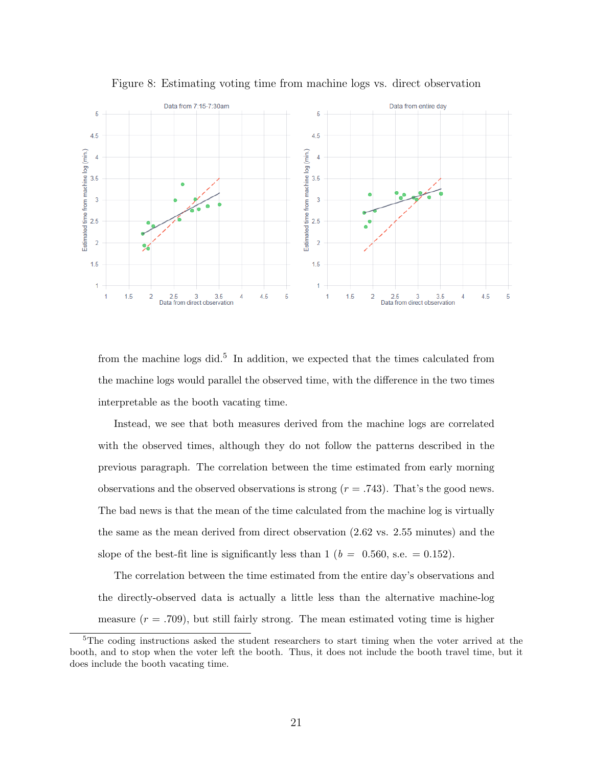Figure 8: Estimating voting time from machine logs vs. direct observation

Data from 7:15-7:30am

Estimated time from machine log (min.)

Data from direct observation

1
1.5
2
2.5
3
3.5
4
4.5
5

Data from entire day

Estimated time from machine log (min.)

Data from direct observation

1
1.5
2
2.5
3
3.5
4
4.5
5

from the machine logs did.[5] In addition, we expected that the times calculated from the machine logs would parallel the observed time, with the difference in the two times interpretable as the booth vacating time.

Instead, we see that both measures derived from the machine logs are correlated with the observed times, although they do not follow the patterns described in the previous paragraph. The correlation between the time estimated from early morning observations and the observed observations is strong ($r = .743$). That's the good news. The bad news is that the mean of the time calculated from the machine log is virtually the same as the mean derived from direct observation (2.62 vs. 2.55 minutes) and the slope of the best-fit line is significantly less than 1 ($b =$ 0.560, s.e. $= 0.152$).

The correlation between the time estimated from the entire day's observations and the directly-observed data is actually a little less than the alternative machine-log measure ($r = .709$), but still fairly strong. The mean estimated voting time is higher

[5] The coding instructions asked the student researchers to start timing when the voter arrived at the booth, and to stop when the voter left the booth. Thus, it does not include the booth travel time, but it does include the booth vacating time.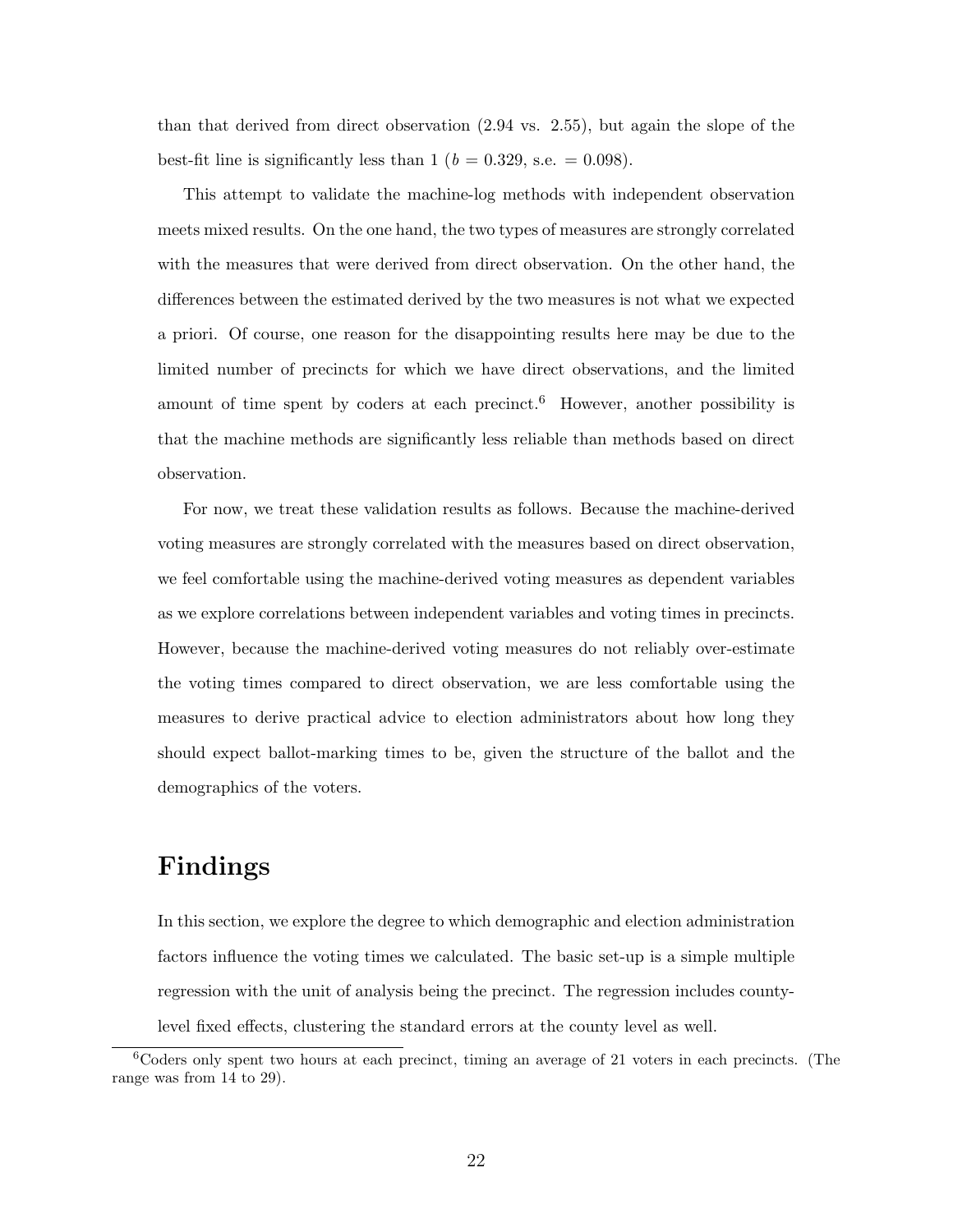than that derived from direct observation (2.94 vs. 2.55), but again the slope of the best-fit line is significantly less than 1 ($b = 0.329$, s.e. $= 0.098$).

This attempt to validate the machine-log methods with independent observation meets mixed results. On the one hand, the two types of measures are strongly correlated with the measures that were derived from direct observation. On the other hand, the differences between the estimated derived by the two measures is not what we expected a priori. Of course, one reason for the disappointing results here may be due to the limited number of precincts for which we have direct observations, and the limited amount of time spent by coders at each precinct.[6] However, another possibility is that the machine methods are significantly less reliable than methods based on direct observation.

For now, we treat these validation results as follows. Because the machine-derived voting measures are strongly correlated with the measures based on direct observation, we feel comfortable using the machine-derived voting measures as dependent variables as we explore correlations between independent variables and voting times in precincts. However, because the machine-derived voting measures do not reliably over-estimate the voting times compared to direct observation, we are less comfortable using the measures to derive practical advice to election administrators about how long they should expect ballot-marking times to be, given the structure of the ballot and the demographics of the voters.

# Findings

In this section, we explore the degree to which demographic and election administration factors influence the voting times we calculated. The basic set-up is a simple multiple regression with the unit of analysis being the precinct. The regression includes county-level fixed effects, clustering the standard errors at the county level as well.

[6] Coders only spent two hours at each precinct, timing an average of 21 voters in each precincts. (The range was from 14 to 29).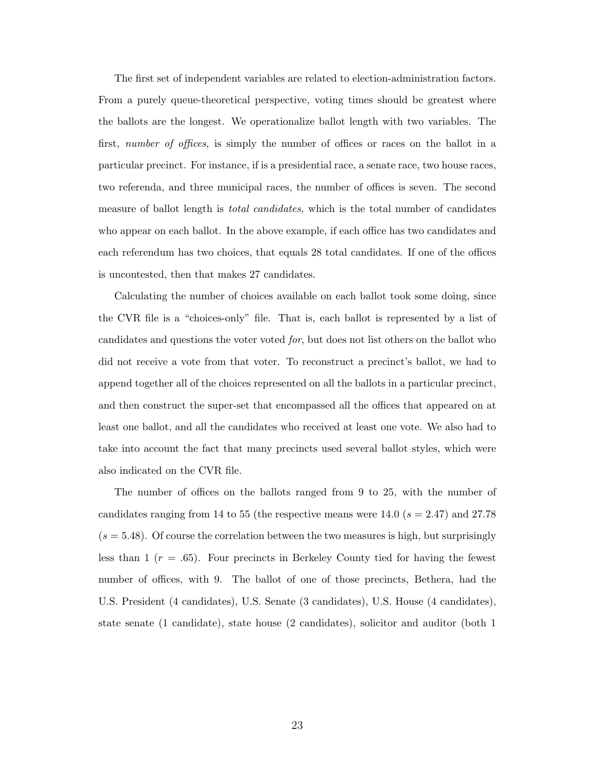The first set of independent variables are related to election-administration factors. From a purely queue-theoretical perspective, voting times should be greatest where the ballots are the longest. We operationalize ballot length with two variables. The first, *number of offices*, is simply the number of offices or races on the ballot in a particular precinct. For instance, if is a presidential race, a senate race, two house races, two referenda, and three municipal races, the number of offices is seven. The second measure of ballot length is *total candidates*, which is the total number of candidates who appear on each ballot. In the above example, if each office has two candidates and each referendum has two choices, that equals 28 total candidates. If one of the offices is uncontested, then that makes 27 candidates.

Calculating the number of choices available on each ballot took some doing, since the CVR file is a "choices-only" file. That is, each ballot is represented by a list of candidates and questions the voter voted *for*, but does not list others on the ballot who did not receive a vote from that voter. To reconstruct a precinct's ballot, we had to append together all of the choices represented on all the ballots in a particular precinct, and then construct the super-set that encompassed all the offices that appeared on at least one ballot, and all the candidates who received at least one vote. We also had to take into account the fact that many precincts used several ballot styles, which were also indicated on the CVR file.

The number of offices on the ballots ranged from 9 to 25, with the number of candidates ranging from 14 to 55 (the respective means were 14.0 ($s = 2.47$) and 27.78 ($s = 5.48$). Of course the correlation between the two measures is high, but surprisingly less than 1 ($r = .65$). Four precincts in Berkeley County tied for having the fewest number of offices, with 9. The ballot of one of those precincts, Bethera, had the U.S. President (4 candidates), U.S. Senate (3 candidates), U.S. House (4 candidates), state senate (1 candidate), state house (2 candidates), solicitor and auditor (both 1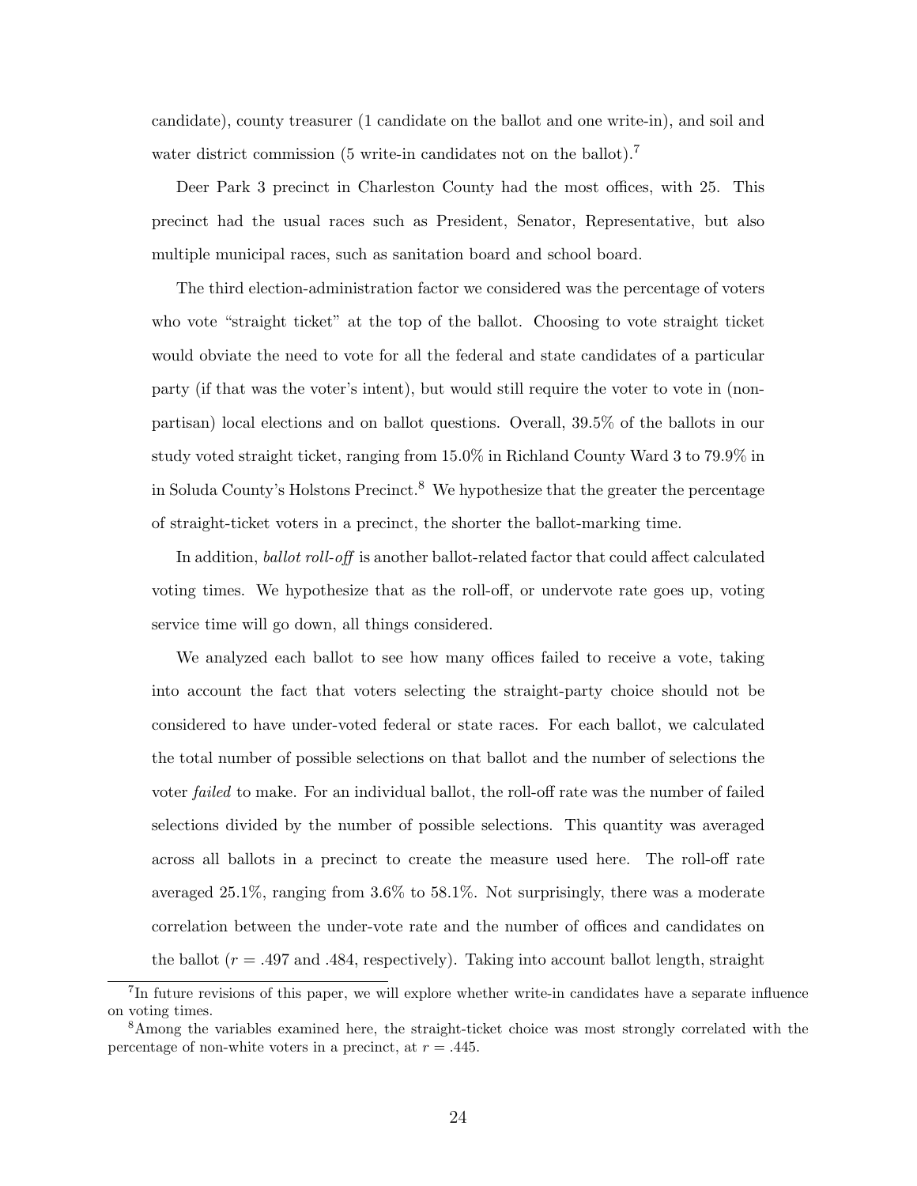candidate), county treasurer (1 candidate on the ballot and one write-in), and soil and water district commission (5 write-in candidates not on the ballot).[7]

Deer Park 3 precinct in Charleston County had the most offices, with 25. This precinct had the usual races such as President, Senator, Representative, but also multiple municipal races, such as sanitation board and school board.

The third election-administration factor we considered was the percentage of voters who vote "straight ticket" at the top of the ballot. Choosing to vote straight ticket would obviate the need to vote for all the federal and state candidates of a particular party (if that was the voter's intent), but would still require the voter to vote in (non-partisan) local elections and on ballot questions. Overall, 39.5% of the ballots in our study voted straight ticket, ranging from 15.0% in Richland County Ward 3 to 79.9% in in Soluda County's Holstons Precinct.[8] We hypothesize that the greater the percentage of straight-ticket voters in a precinct, the shorter the ballot-marking time.

In addition, *ballot roll-off* is another ballot-related factor that could affect calculated voting times. We hypothesize that as the roll-off, or undervote rate goes up, voting service time will go down, all things considered.

We analyzed each ballot to see how many offices failed to receive a vote, taking into account the fact that voters selecting the straight-party choice should not be considered to have under-voted federal or state races. For each ballot, we calculated the total number of possible selections on that ballot and the number of selections the voter *failed* to make. For an individual ballot, the roll-off rate was the number of failed selections divided by the number of possible selections. This quantity was averaged across all ballots in a precinct to create the measure used here. The roll-off rate averaged 25.1%, ranging from 3.6% to 58.1%. Not surprisingly, there was a moderate correlation between the under-vote rate and the number of offices and candidates on the ballot ($r = .497$ and $.484$, respectively). Taking into account ballot length, straight

[7] In future revisions of this paper, we will explore whether write-in candidates have a separate influence on voting times.

[8] Among the variables examined here, the straight-ticket choice was most strongly correlated with the percentage of non-white voters in a precinct, at $r = .445$.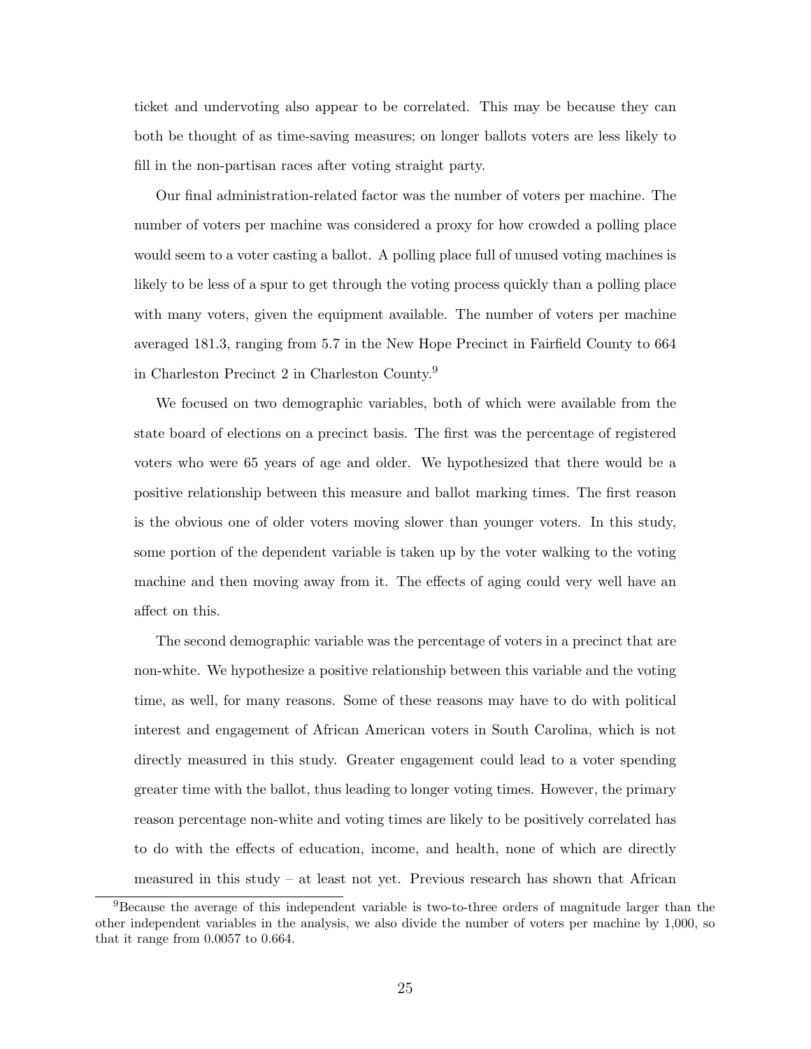ticket and undervoting also appear to be correlated. This may be because they can both be thought of as time-saving measures; on longer ballots voters are less likely to fill in the non-partisan races after voting straight party.

Our final administration-related factor was the number of voters per machine. The number of voters per machine was considered a proxy for how crowded a polling place would seem to a voter casting a ballot. A polling place full of unused voting machines is likely to be less of a spur to get through the voting process quickly than a polling place with many voters, given the equipment available. The number of voters per machine averaged 181.3, ranging from 5.7 in the New Hope Precinct in Fairfield County to 664 in Charleston Precinct 2 in Charleston County.[9]

We focused on two demographic variables, both of which were available from the state board of elections on a precinct basis. The first was the percentage of registered voters who were 65 years of age and older. We hypothesized that there would be a positive relationship between this measure and ballot marking times. The first reason is the obvious one of older voters moving slower than younger voters. In this study, some portion of the dependent variable is taken up by the voter walking to the voting machine and then moving away from it. The effects of aging could very well have an affect on this.

The second demographic variable was the percentage of voters in a precinct that are non-white. We hypothesize a positive relationship between this variable and the voting time, as well, for many reasons. Some of these reasons may have to do with political interest and engagement of African American voters in South Carolina, which is not directly measured in this study. Greater engagement could lead to a voter spending greater time with the ballot, thus leading to longer voting times. However, the primary reason percentage non-white and voting times are likely to be positively correlated has to do with the effects of education, income, and health, none of which are directly measured in this study – at least not yet. Previous research has shown that African

[9]Because the average of this independent variable is two-to-three orders of magnitude larger than the other independent variables in the analysis, we also divide the number of voters per machine by 1,000, so that it range from 0.0057 to 0.664.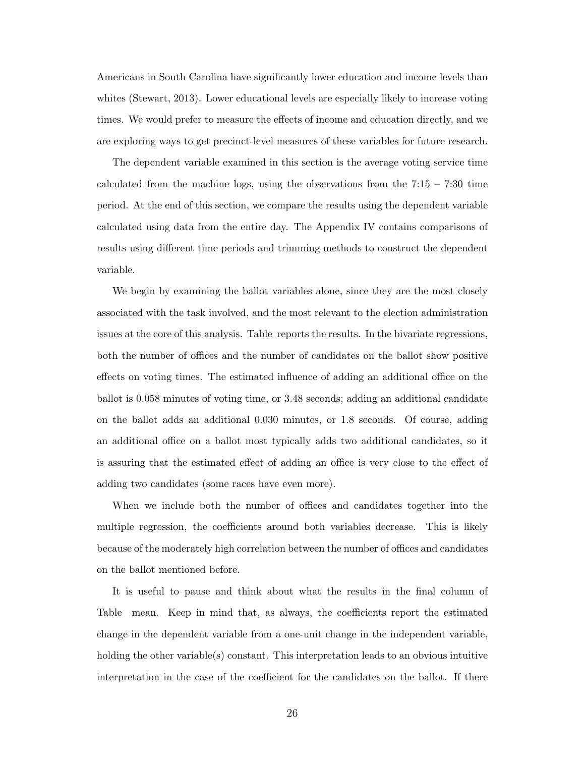Americans in South Carolina have significantly lower education and income levels than whites (Stewart, 2013). Lower educational levels are especially likely to increase voting times. We would prefer to measure the effects of income and education directly, and we are exploring ways to get precinct-level measures of these variables for future research.

The dependent variable examined in this section is the average voting service time calculated from the machine logs, using the observations from the 7:15 – 7:30 time period. At the end of this section, we compare the results using the dependent variable calculated using data from the entire day. The Appendix IV contains comparisons of results using different time periods and trimming methods to construct the dependent variable.

We begin by examining the ballot variables alone, since they are the most closely associated with the task involved, and the most relevant to the election administration issues at the core of this analysis. Table  reports the results. In the bivariate regressions, both the number of offices and the number of candidates on the ballot show positive effects on voting times. The estimated influence of adding an additional office on the ballot is 0.058 minutes of voting time, or 3.48 seconds; adding an additional candidate on the ballot adds an additional 0.030 minutes, or 1.8 seconds. Of course, adding an additional office on a ballot most typically adds two additional candidates, so it is assuring that the estimated effect of adding an office is very close to the effect of adding two candidates (some races have even more).

When we include both the number of offices and candidates together into the multiple regression, the coefficients around both variables decrease. This is likely because of the moderately high correlation between the number of offices and candidates on the ballot mentioned before.

It is useful to pause and think about what the results in the final column of Table  mean. Keep in mind that, as always, the coefficients report the estimated change in the dependent variable from a one-unit change in the independent variable, holding the other variable(s) constant. This interpretation leads to an obvious intuitive interpretation in the case of the coefficient for the candidates on the ballot. If there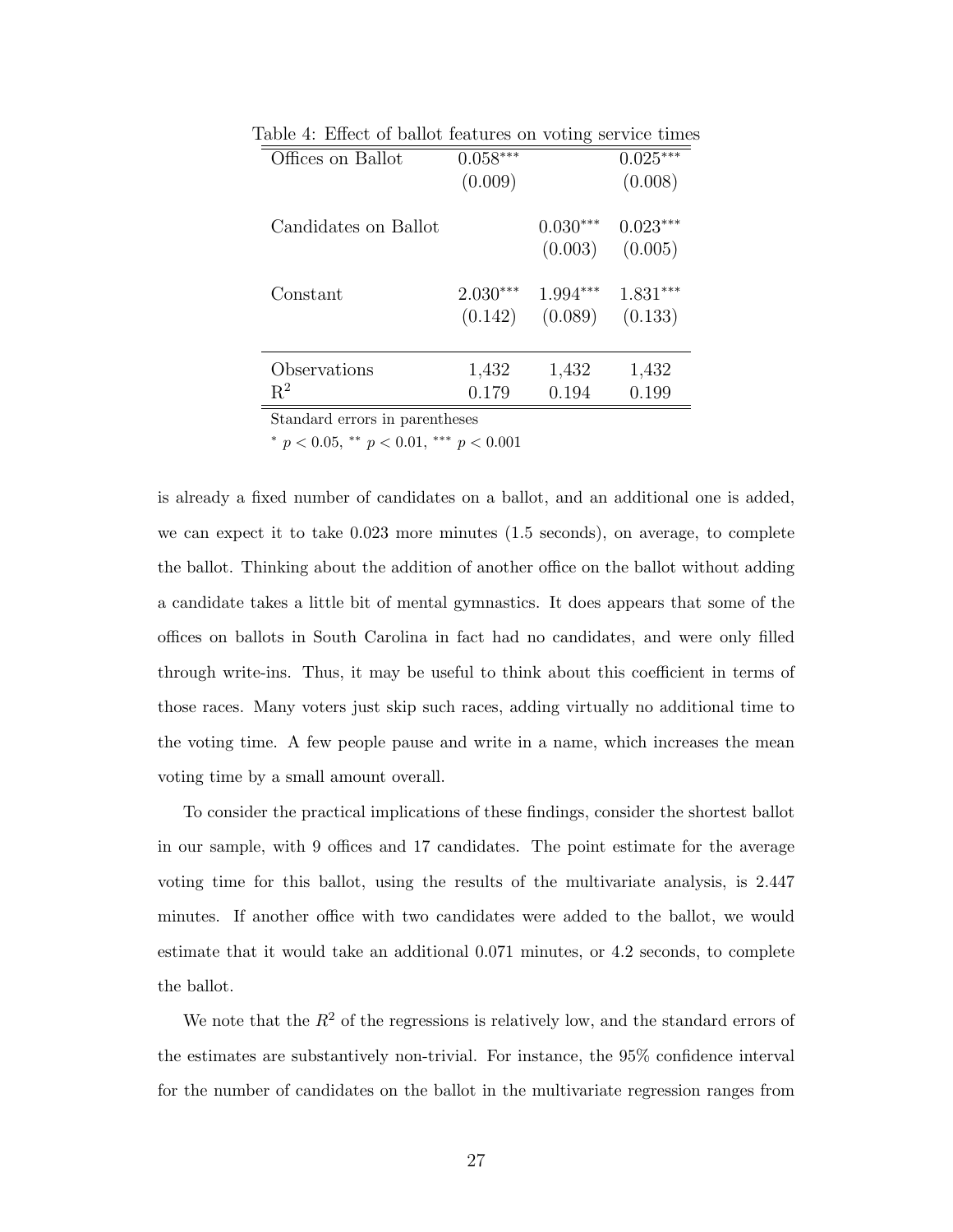Table 4: Effect of ballot features on voting service times

| | | | |
|---|---|---|---|
| Offices on Ballot | 0.058*** | | 0.025*** |
| | (0.009) | | (0.008) |
| Candidates on Ballot | | 0.030*** | 0.023*** |
| | | (0.003) | (0.005) |
| Constant | 2.030*** | 1.994*** | 1.831*** |
| | (0.142) | (0.089) | (0.133) |
| Observations | 1,432 | 1,432 | 1,432 |
| $R^2$ | 0.179 | 0.194 | 0.199 |

Standard errors in parentheses

* $p < 0.05$, ** $p < 0.01$, *** $p < 0.001$

is already a fixed number of candidates on a ballot, and an additional one is added, we can expect it to take 0.023 more minutes (1.5 seconds), on average, to complete the ballot. Thinking about the addition of another office on the ballot without adding a candidate takes a little bit of mental gymnastics. It does appears that some of the offices on ballots in South Carolina in fact had no candidates, and were only filled through write-ins. Thus, it may be useful to think about this coefficient in terms of those races. Many voters just skip such races, adding virtually no additional time to the voting time. A few people pause and write in a name, which increases the mean voting time by a small amount overall.

To consider the practical implications of these findings, consider the shortest ballot in our sample, with 9 offices and 17 candidates. The point estimate for the average voting time for this ballot, using the results of the multivariate analysis, is 2.447 minutes. If another office with two candidates were added to the ballot, we would estimate that it would take an additional 0.071 minutes, or 4.2 seconds, to complete the ballot.

We note that the $R^2$ of the regressions is relatively low, and the standard errors of the estimates are substantively non-trivial. For instance, the 95% confidence interval for the number of candidates on the ballot in the multivariate regression ranges from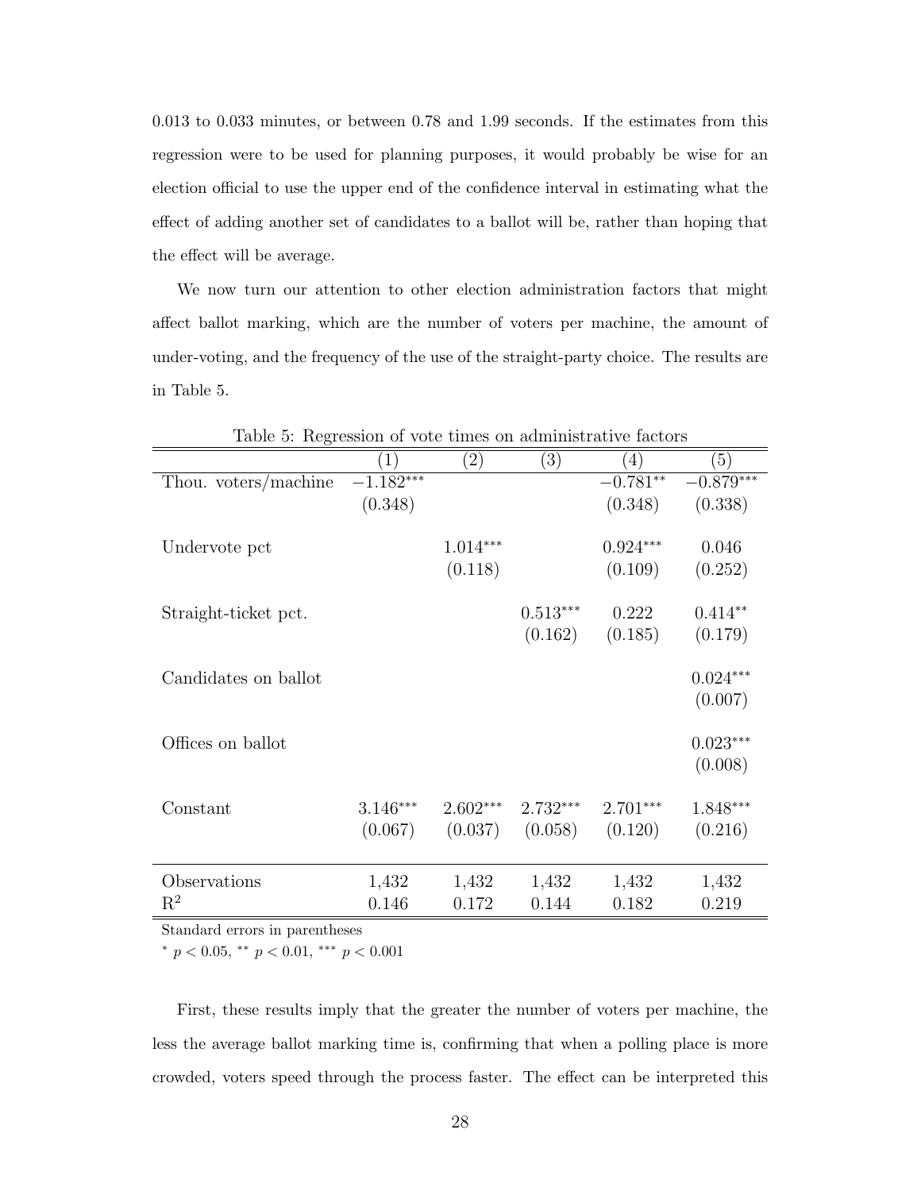0.013 to 0.033 minutes, or between 0.78 and 1.99 seconds. If the estimates from this regression were to be used for planning purposes, it would probably be wise for an election official to use the upper end of the confidence interval in estimating what the effect of adding another set of candidates to a ballot will be, rather than hoping that the effect will be average.

We now turn our attention to other election administration factors that might affect ballot marking, which are the number of voters per machine, the amount of under-voting, and the frequency of the use of the straight-party choice. The results are in Table 5.

Table 5: Regression of vote times on administrative factors

| | (1) | (2) | (3) | (4) | (5) |
|---|---|---|---|---|---|
| Thou. voters/machine | $-1.182^{***}$ | | | $-0.781^{**}$ | $-0.879^{***}$ |
| | (0.348) | | | (0.348) | (0.338) |
| Undervote pct | | $1.014^{***}$ | | $0.924^{***}$ | 0.046 |
| | | (0.118) | | (0.109) | (0.252) |
| Straight-ticket pct. | | | $0.513^{***}$ | 0.222 | $0.414^{**}$ |
| | | | (0.162) | (0.185) | (0.179) |
| Candidates on ballot | | | | | $0.024^{***}$ |
| | | | | | (0.007) |
| Offices on ballot | | | | | $0.023^{***}$ |
| | | | | | (0.008) |
| Constant | $3.146^{***}$ | $2.602^{***}$ | $2.732^{***}$ | $2.701^{***}$ | $1.848^{***}$ |
| | (0.067) | (0.037) | (0.058) | (0.120) | (0.216) |
| Observations | 1,432 | 1,432 | 1,432 | 1,432 | 1,432 |
| $R^2$ | 0.146 | 0.172 | 0.144 | 0.182 | 0.219 |

Standard errors in parentheses

$^{*}$ $p < 0.05$, $^{**}$ $p < 0.01$, $^{***}$ $p < 0.001$

First, these results imply that the greater the number of voters per machine, the less the average ballot marking time is, confirming that when a polling place is more crowded, voters speed through the process faster. The effect can be interpreted this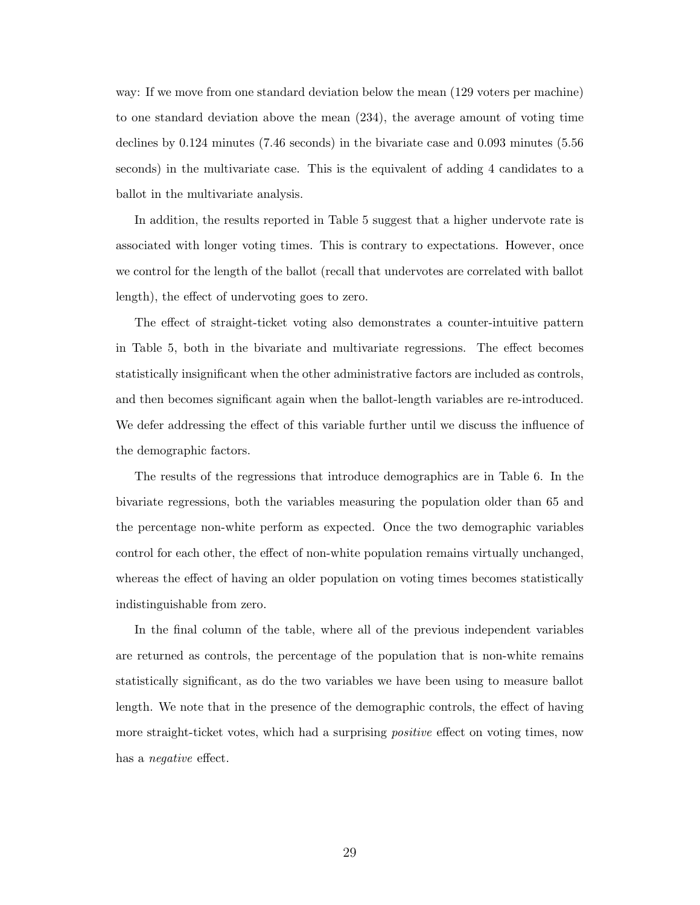way: If we move from one standard deviation below the mean (129 voters per machine) to one standard deviation above the mean (234), the average amount of voting time declines by 0.124 minutes (7.46 seconds) in the bivariate case and 0.093 minutes (5.56 seconds) in the multivariate case. This is the equivalent of adding 4 candidates to a ballot in the multivariate analysis.

In addition, the results reported in Table 5 suggest that a higher undervote rate is associated with longer voting times. This is contrary to expectations. However, once we control for the length of the ballot (recall that undervotes are correlated with ballot length), the effect of undervoting goes to zero.

The effect of straight-ticket voting also demonstrates a counter-intuitive pattern in Table 5, both in the bivariate and multivariate regressions. The effect becomes statistically insignificant when the other administrative factors are included as controls, and then becomes significant again when the ballot-length variables are re-introduced. We defer addressing the effect of this variable further until we discuss the influence of the demographic factors.

The results of the regressions that introduce demographics are in Table 6. In the bivariate regressions, both the variables measuring the population older than 65 and the percentage non-white perform as expected. Once the two demographic variables control for each other, the effect of non-white population remains virtually unchanged, whereas the effect of having an older population on voting times becomes statistically indistinguishable from zero.

In the final column of the table, where all of the previous independent variables are returned as controls, the percentage of the population that is non-white remains statistically significant, as do the two variables we have been using to measure ballot length. We note that in the presence of the demographic controls, the effect of having more straight-ticket votes, which had a surprising *positive* effect on voting times, now has a *negative* effect.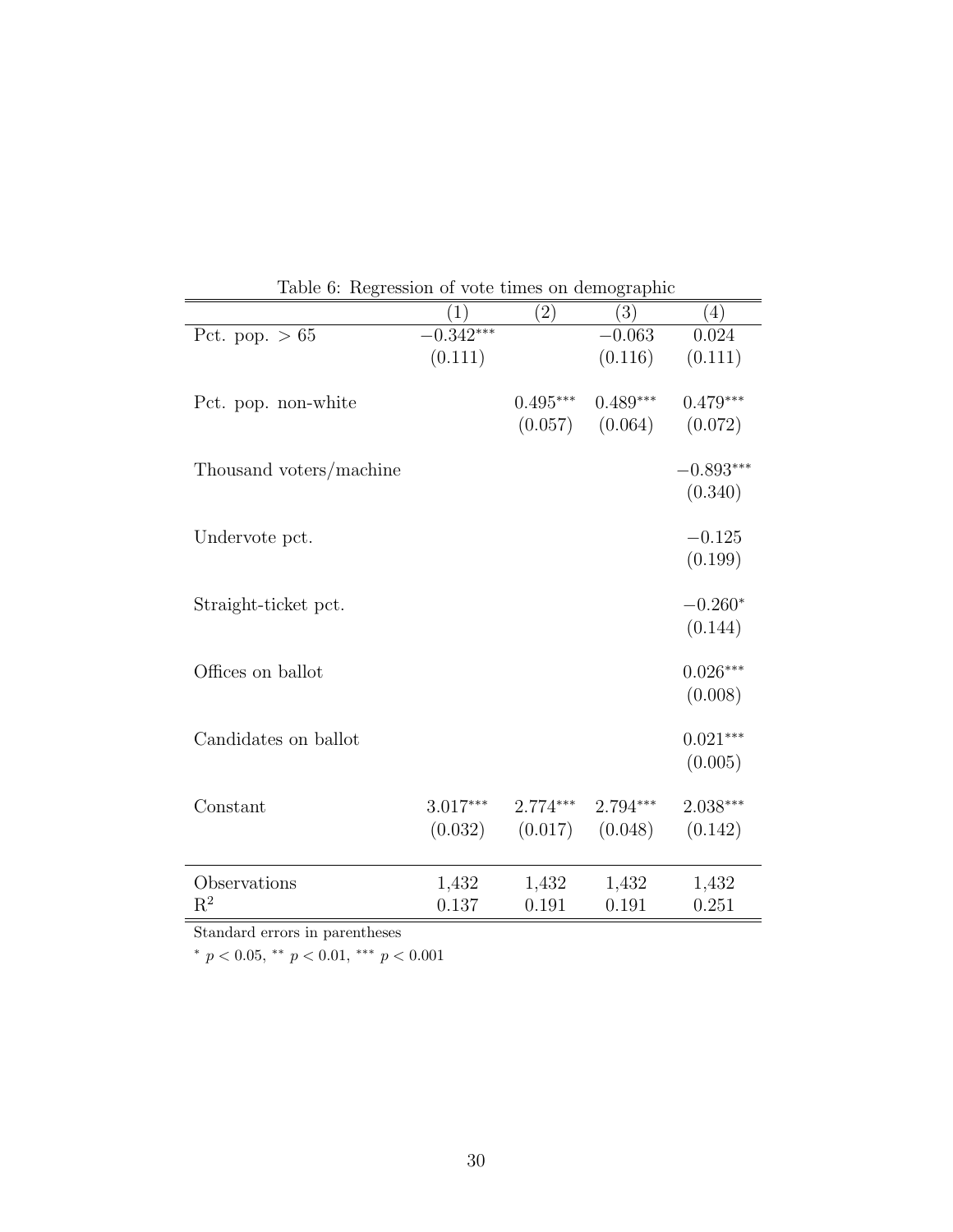Table 6: Regression of vote times on demographic

| | (1) | (2) | (3) | (4) |
|---|---|---|---|---|
| Pct. pop. > 65 | $-0.342^{***}$ | | $-0.063$ | 0.024 |
| | (0.111) | | (0.116) | (0.111) |
| Pct. pop. non-white | | $0.495^{***}$ | $0.489^{***}$ | $0.479^{***}$ |
| | | (0.057) | (0.064) | (0.072) |
| Thousand voters/machine | | | | $-0.893^{***}$ |
| | | | | (0.340) |
| Undervote pct. | | | | $-0.125$ |
| | | | | (0.199) |
| Straight-ticket pct. | | | | $-0.260^{*}$ |
| | | | | (0.144) |
| Offices on ballot | | | | $0.026^{***}$ |
| | | | | (0.008) |
| Candidates on ballot | | | | $0.021^{***}$ |
| | | | | (0.005) |
| Constant | $3.017^{***}$ | $2.774^{***}$ | $2.794^{***}$ | $2.038^{***}$ |
| | (0.032) | (0.017) | (0.048) | (0.142) |
| Observations | 1,432 | 1,432 | 1,432 | 1,432 |
| $R^2$ | 0.137 | 0.191 | 0.191 | 0.251 |

Standard errors in parentheses

$^{*}$ $p < 0.05$, $^{**}$ $p < 0.01$, $^{***}$ $p < 0.001$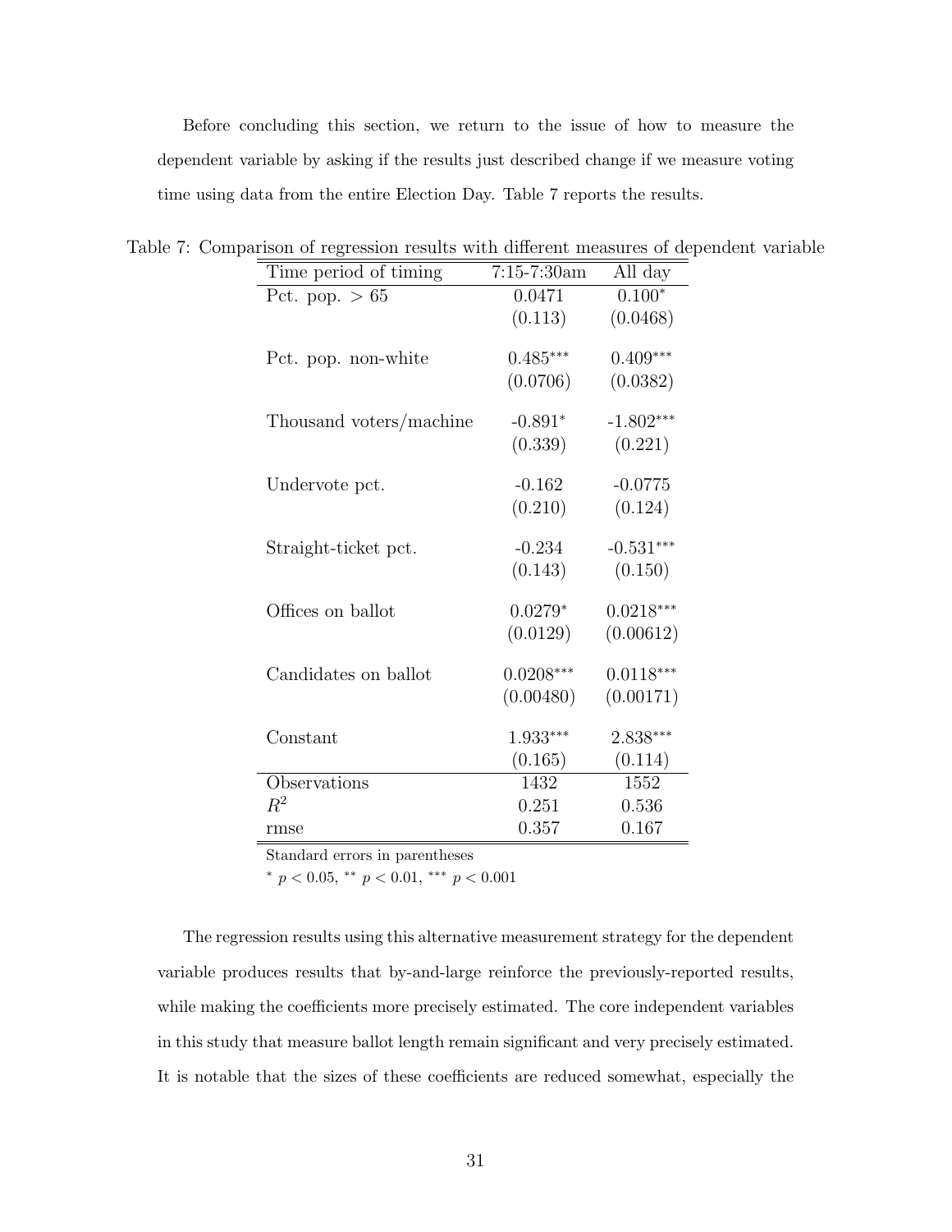Before concluding this section, we return to the issue of how to measure the dependent variable by asking if the results just described change if we measure voting time using data from the entire Election Day. Table 7 reports the results.

Table 7: Comparison of regression results with different measures of dependent variable

| Time period of timing | 7:15-7:30am | All day |
|---|---|---|
| Pct. pop. > 65 | 0.0471 | 0.100* |
| | (0.113) | (0.0468) |
| Pct. pop. non-white | 0.485*** | 0.409*** |
| | (0.0706) | (0.0382) |
| Thousand voters/machine | -0.891* | -1.802*** |
| | (0.339) | (0.221) |
| Undervote pct. | -0.162 | -0.0775 |
| | (0.210) | (0.124) |
| Straight-ticket pct. | -0.234 | -0.531*** |
| | (0.143) | (0.150) |
| Offices on ballot | 0.0279* | 0.0218*** |
| | (0.0129) | (0.00612) |
| Candidates on ballot | 0.0208*** | 0.0118*** |
| | (0.00480) | (0.00171) |
| Constant | 1.933*** | 2.838*** |
| | (0.165) | (0.114) |
| Observations | 1432 | 1552 |
| $R^2$ | 0.251 | 0.536 |
| rmse | 0.357 | 0.167 |

Standard errors in parentheses

* $p < 0.05$, ** $p < 0.01$, *** $p < 0.001$

The regression results using this alternative measurement strategy for the dependent variable produces results that by-and-large reinforce the previously-reported results, while making the coefficients more precisely estimated. The core independent variables in this study that measure ballot length remain significant and very precisely estimated. It is notable that the sizes of these coefficients are reduced somewhat, especially the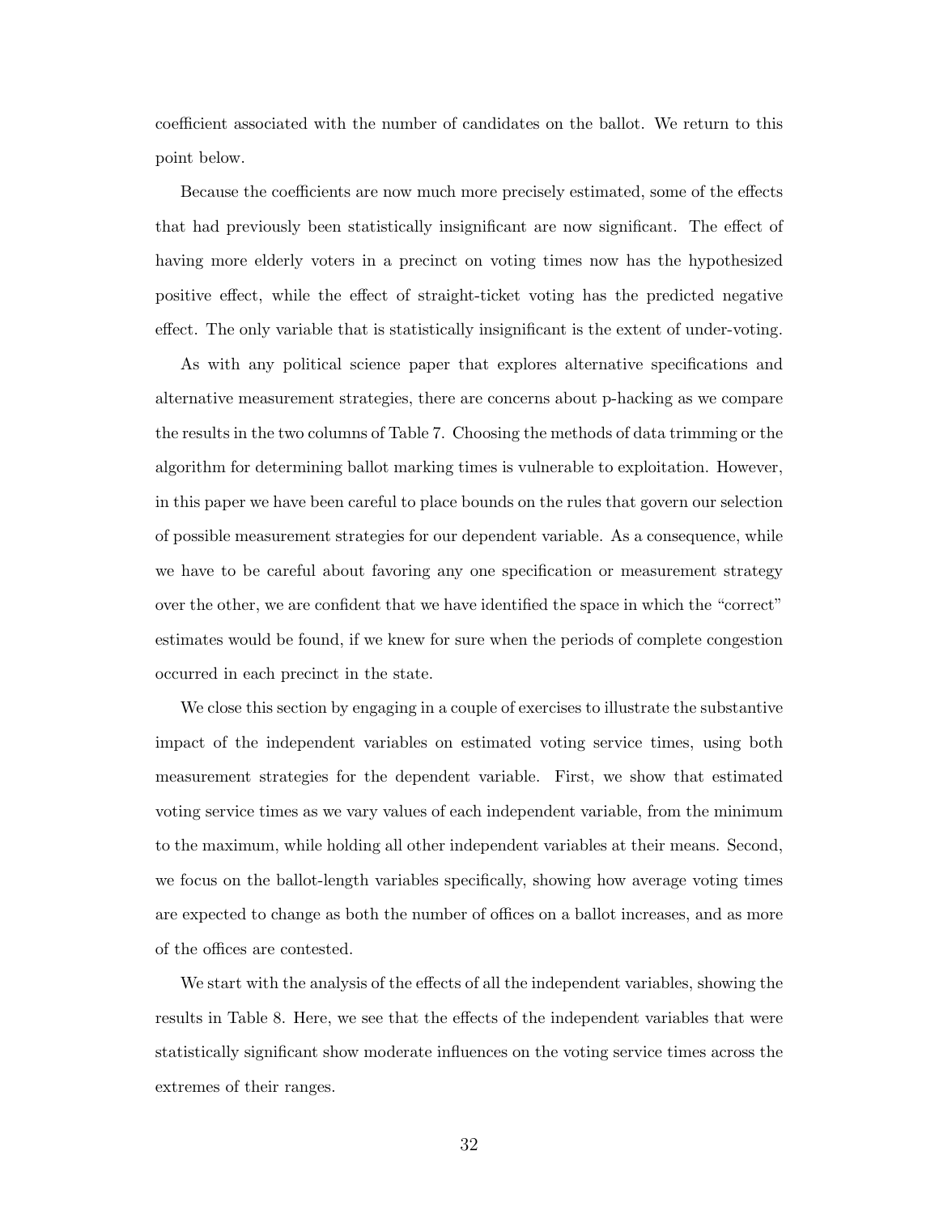coefficient associated with the number of candidates on the ballot. We return to this point below.

Because the coefficients are now much more precisely estimated, some of the effects that had previously been statistically insignificant are now significant. The effect of having more elderly voters in a precinct on voting times now has the hypothesized positive effect, while the effect of straight-ticket voting has the predicted negative effect. The only variable that is statistically insignificant is the extent of under-voting.

As with any political science paper that explores alternative specifications and alternative measurement strategies, there are concerns about p-hacking as we compare the results in the two columns of Table 7. Choosing the methods of data trimming or the algorithm for determining ballot marking times is vulnerable to exploitation. However, in this paper we have been careful to place bounds on the rules that govern our selection of possible measurement strategies for our dependent variable. As a consequence, while we have to be careful about favoring any one specification or measurement strategy over the other, we are confident that we have identified the space in which the "correct" estimates would be found, if we knew for sure when the periods of complete congestion occurred in each precinct in the state.

We close this section by engaging in a couple of exercises to illustrate the substantive impact of the independent variables on estimated voting service times, using both measurement strategies for the dependent variable. First, we show that estimated voting service times as we vary values of each independent variable, from the minimum to the maximum, while holding all other independent variables at their means. Second, we focus on the ballot-length variables specifically, showing how average voting times are expected to change as both the number of offices on a ballot increases, and as more of the offices are contested.

We start with the analysis of the effects of all the independent variables, showing the results in Table 8. Here, we see that the effects of the independent variables that were statistically significant show moderate influences on the voting service times across the extremes of their ranges.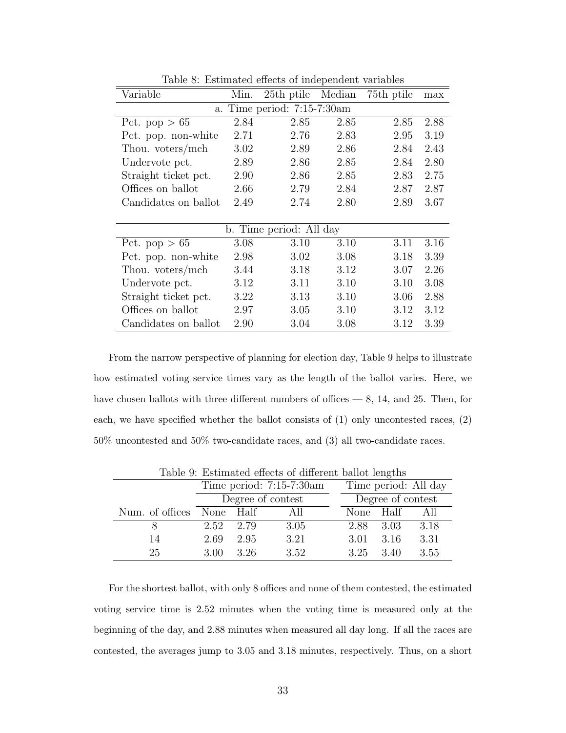Table 8: Estimated effects of independent variables

| Variable | Min. | 25th ptile | Median | 75th ptile | max |
|---|---|---|---|---|---|
| a. Time period: 7:15-7:30am | | | | | |
| Pct. pop > 65 | 2.84 | 2.85 | 2.85 | 2.85 | 2.88 |
| Pct. pop. non-white | 2.71 | 2.76 | 2.83 | 2.95 | 3.19 |
| Thou. voters/mch | 3.02 | 2.89 | 2.86 | 2.84 | 2.43 |
| Undervote pct. | 2.89 | 2.86 | 2.85 | 2.84 | 2.80 |
| Straight ticket pct. | 2.90 | 2.86 | 2.85 | 2.83 | 2.75 |
| Offices on ballot | 2.66 | 2.79 | 2.84 | 2.87 | 2.87 |
| Candidates on ballot | 2.49 | 2.74 | 2.80 | 2.89 | 3.67 |
| b. Time period: All day | | | | | |
| Pct. pop > 65 | 3.08 | 3.10 | 3.10 | 3.11 | 3.16 |
| Pct. pop. non-white | 2.98 | 3.02 | 3.08 | 3.18 | 3.39 |
| Thou. voters/mch | 3.44 | 3.18 | 3.12 | 3.07 | 2.26 |
| Undervote pct. | 3.12 | 3.11 | 3.10 | 3.10 | 3.08 |
| Straight ticket pct. | 3.22 | 3.13 | 3.10 | 3.06 | 2.88 |
| Offices on ballot | 2.97 | 3.05 | 3.10 | 3.12 | 3.12 |
| Candidates on ballot | 2.90 | 3.04 | 3.08 | 3.12 | 3.39 |

From the narrow perspective of planning for election day, Table 9 helps to illustrate how estimated voting service times vary as the length of the ballot varies. Here, we have chosen ballots with three different numbers of offices — 8, 14, and 25. Then, for each, we have specified whether the ballot consists of (1) only uncontested races, (2) 50% uncontested and 50% two-candidate races, and (3) all two-candidate races.

Table 9: Estimated effects of different ballot lengths

| | Time period: 7:15-7:30am | | | Time period: All day | | |
|---|---|---|---|---|---|---|
| | Degree of contest | | | Degree of contest | | |
| Num. of offices | None | Half | All | None | Half | All |
| 8 | 2.52 | 2.79 | 3.05 | 2.88 | 3.03 | 3.18 |
| 14 | 2.69 | 2.95 | 3.21 | 3.01 | 3.16 | 3.31 |
| 25 | 3.00 | 3.26 | 3.52 | 3.25 | 3.40 | 3.55 |

For the shortest ballot, with only 8 offices and none of them contested, the estimated voting service time is 2.52 minutes when the voting time is measured only at the beginning of the day, and 2.88 minutes when measured all day long. If all the races are contested, the averages jump to 3.05 and 3.18 minutes, respectively. Thus, on a short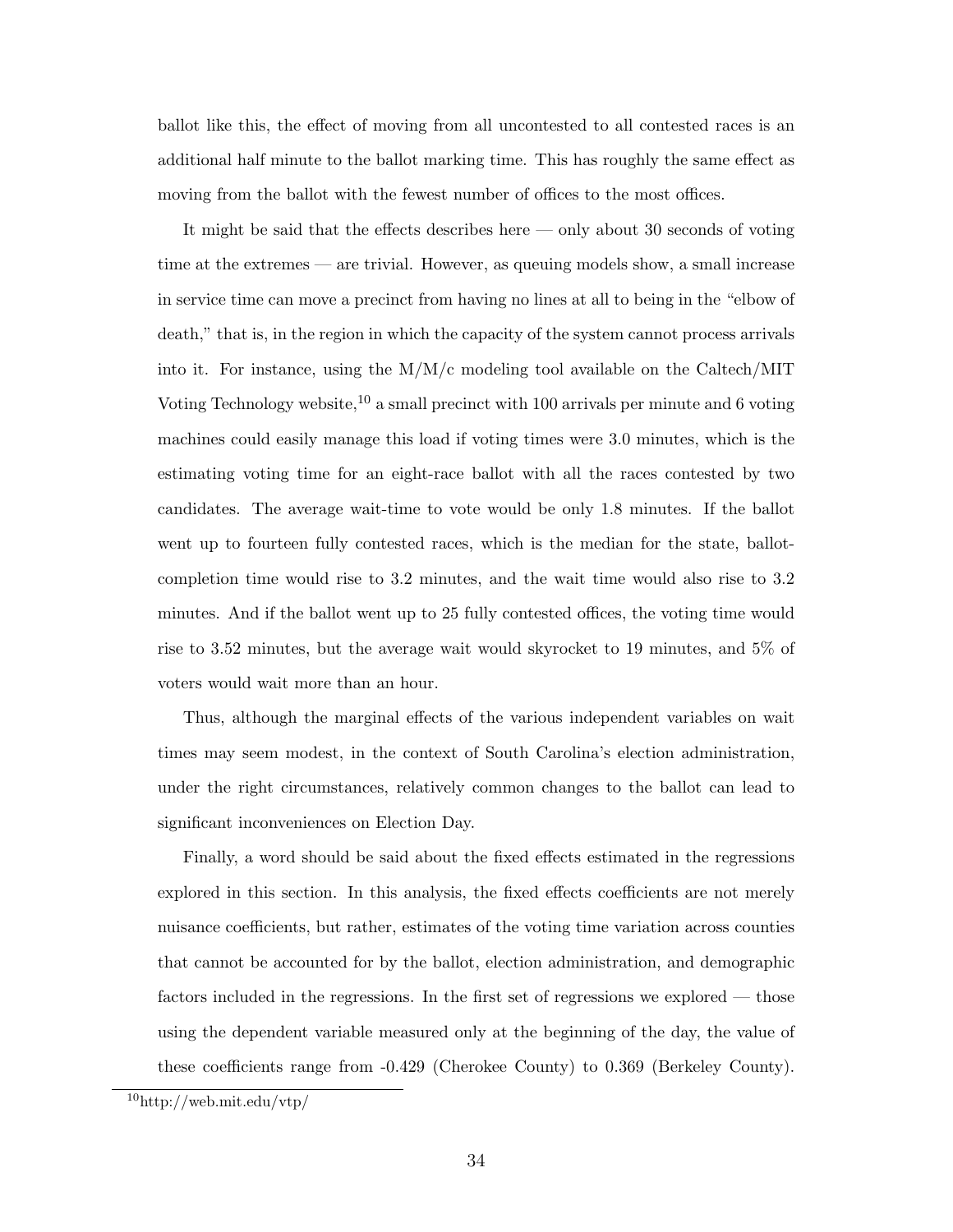ballot like this, the effect of moving from all uncontested to all contested races is an additional half minute to the ballot marking time. This has roughly the same effect as moving from the ballot with the fewest number of offices to the most offices.

It might be said that the effects describes here — only about 30 seconds of voting time at the extremes — are trivial. However, as queuing models show, a small increase in service time can move a precinct from having no lines at all to being in the "elbow of death," that is, in the region in which the capacity of the system cannot process arrivals into it. For instance, using the M/M/c modeling tool available on the Caltech/MIT Voting Technology website,[10] a small precinct with 100 arrivals per minute and 6 voting machines could easily manage this load if voting times were 3.0 minutes, which is the estimating voting time for an eight-race ballot with all the races contested by two candidates. The average wait-time to vote would be only 1.8 minutes. If the ballot went up to fourteen fully contested races, which is the median for the state, ballot-completion time would rise to 3.2 minutes, and the wait time would also rise to 3.2 minutes. And if the ballot went up to 25 fully contested offices, the voting time would rise to 3.52 minutes, but the average wait would skyrocket to 19 minutes, and 5% of voters would wait more than an hour.

Thus, although the marginal effects of the various independent variables on wait times may seem modest, in the context of South Carolina's election administration, under the right circumstances, relatively common changes to the ballot can lead to significant inconveniences on Election Day.

Finally, a word should be said about the fixed effects estimated in the regressions explored in this section. In this analysis, the fixed effects coefficients are not merely nuisance coefficients, but rather, estimates of the voting time variation across counties that cannot be accounted for by the ballot, election administration, and demographic factors included in the regressions. In the first set of regressions we explored — those using the dependent variable measured only at the beginning of the day, the value of these coefficients range from -0.429 (Cherokee County) to 0.369 (Berkeley County).

[10] http://web.mit.edu/vtp/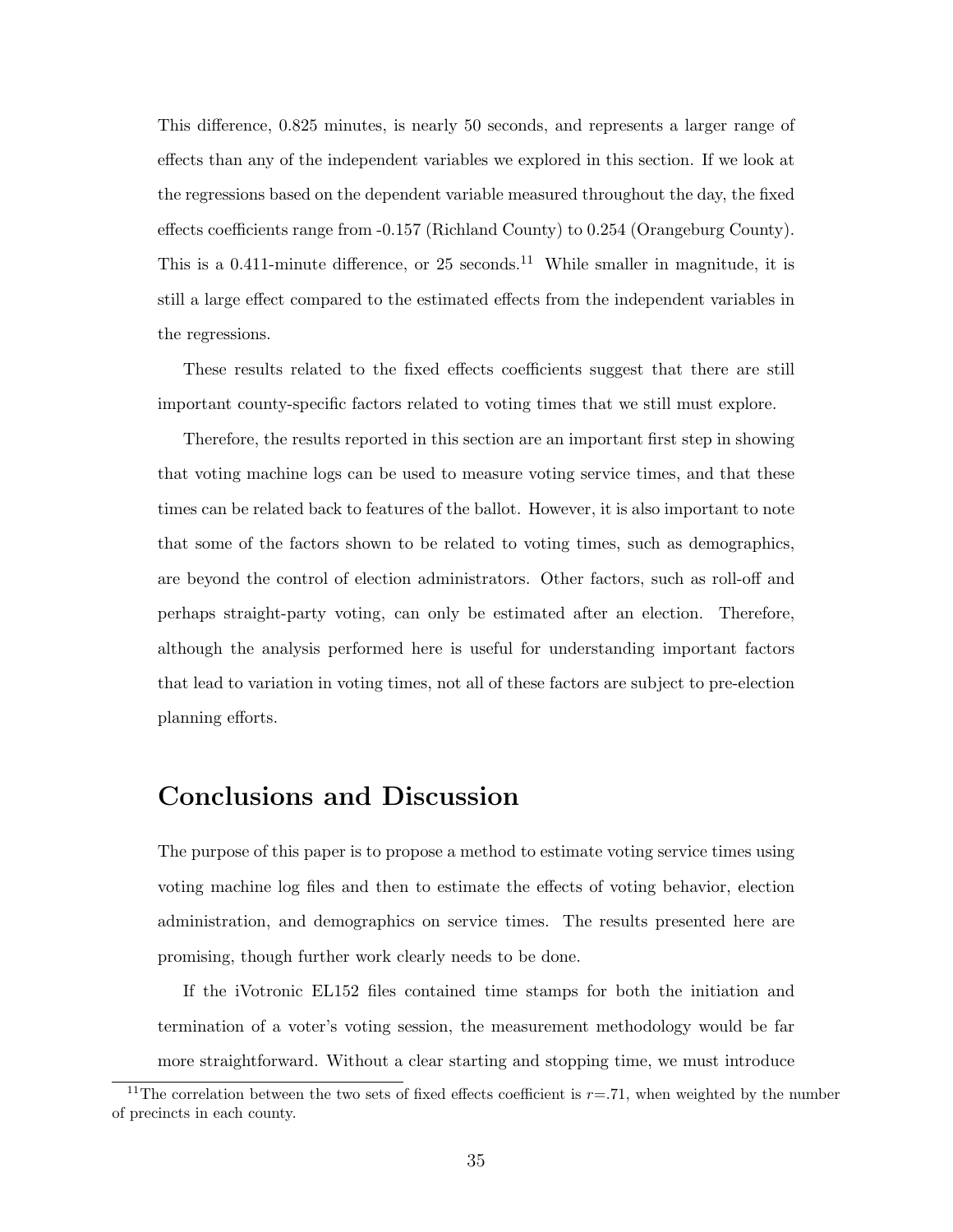This difference, 0.825 minutes, is nearly 50 seconds, and represents a larger range of effects than any of the independent variables we explored in this section. If we look at the regressions based on the dependent variable measured throughout the day, the fixed effects coefficients range from -0.157 (Richland County) to 0.254 (Orangeburg County). This is a 0.411-minute difference, or 25 seconds.[11] While smaller in magnitude, it is still a large effect compared to the estimated effects from the independent variables in the regressions.

These results related to the fixed effects coefficients suggest that there are still important county-specific factors related to voting times that we still must explore.

Therefore, the results reported in this section are an important first step in showing that voting machine logs can be used to measure voting service times, and that these times can be related back to features of the ballot. However, it is also important to note that some of the factors shown to be related to voting times, such as demographics, are beyond the control of election administrators. Other factors, such as roll-off and perhaps straight-party voting, can only be estimated after an election. Therefore, although the analysis performed here is useful for understanding important factors that lead to variation in voting times, not all of these factors are subject to pre-election planning efforts.

## Conclusions and Discussion

The purpose of this paper is to propose a method to estimate voting service times using voting machine log files and then to estimate the effects of voting behavior, election administration, and demographics on service times. The results presented here are promising, though further work clearly needs to be done.

If the iVotronic EL152 files contained time stamps for both the initiation and termination of a voter's voting session, the measurement methodology would be far more straightforward. Without a clear starting and stopping time, we must introduce

[11] The correlation between the two sets of fixed effects coefficient is $r$=.71, when weighted by the number of precincts in each county.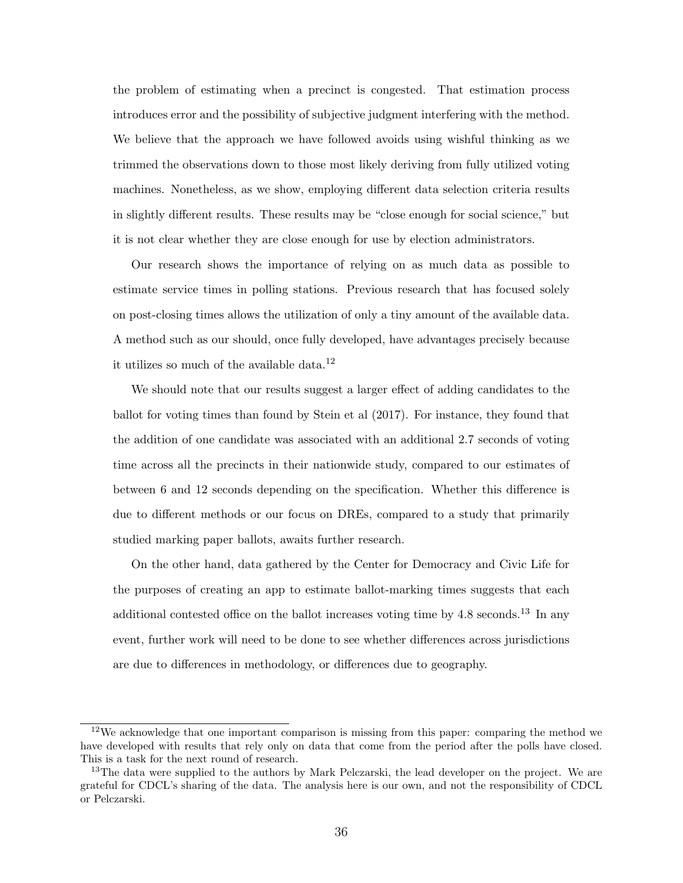the problem of estimating when a precinct is congested. That estimation process introduces error and the possibility of subjective judgment interfering with the method. We believe that the approach we have followed avoids using wishful thinking as we trimmed the observations down to those most likely deriving from fully utilized voting machines. Nonetheless, as we show, employing different data selection criteria results in slightly different results. These results may be "close enough for social science," but it is not clear whether they are close enough for use by election administrators.

Our research shows the importance of relying on as much data as possible to estimate service times in polling stations. Previous research that has focused solely on post-closing times allows the utilization of only a tiny amount of the available data. A method such as our should, once fully developed, have advantages precisely because it utilizes so much of the available data.[12]

We should note that our results suggest a larger effect of adding candidates to the ballot for voting times than found by Stein et al (2017). For instance, they found that the addition of one candidate was associated with an additional 2.7 seconds of voting time across all the precincts in their nationwide study, compared to our estimates of between 6 and 12 seconds depending on the specification. Whether this difference is due to different methods or our focus on DREs, compared to a study that primarily studied marking paper ballots, awaits further research.

On the other hand, data gathered by the Center for Democracy and Civic Life for the purposes of creating an app to estimate ballot-marking times suggests that each additional contested office on the ballot increases voting time by 4.8 seconds.[13] In any event, further work will need to be done to see whether differences across jurisdictions are due to differences in methodology, or differences due to geography.

---

[12] We acknowledge that one important comparison is missing from this paper: comparing the method we have developed with results that rely only on data that come from the period after the polls have closed. This is a task for the next round of research.

[13] The data were supplied to the authors by Mark Pelczarski, the lead developer on the project. We are grateful for CDCL's sharing of the data. The analysis here is our own, and not the responsibility of CDCL or Pelczarski.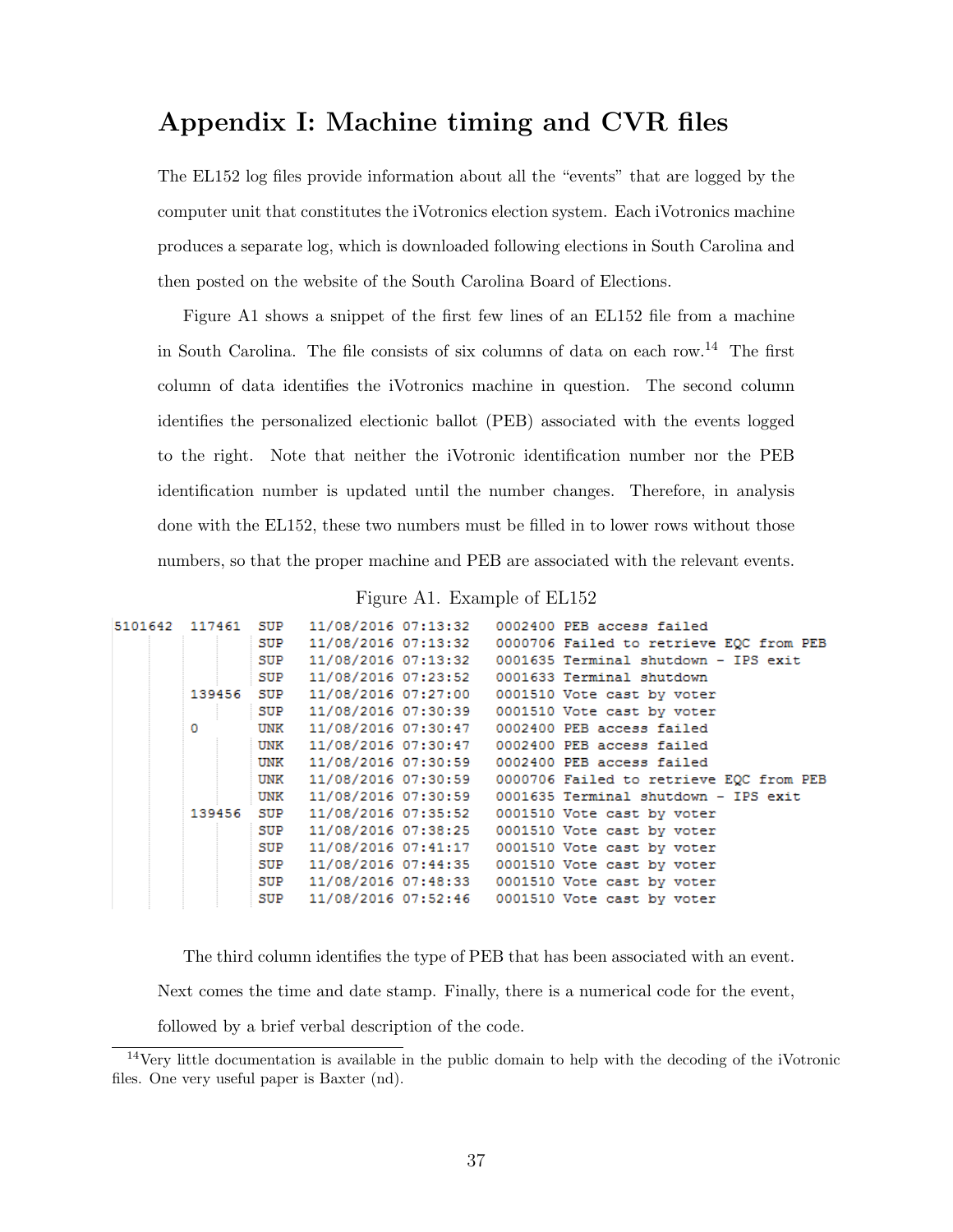# Appendix I: Machine timing and CVR files

The EL152 log files provide information about all the "events" that are logged by the computer unit that constitutes the iVotronics election system. Each iVotronics machine produces a separate log, which is downloaded following elections in South Carolina and then posted on the website of the South Carolina Board of Elections.

Figure A1 shows a snippet of the first few lines of an EL152 file from a machine in South Carolina. The file consists of six columns of data on each row.[14] The first column of data identifies the iVotronics machine in question. The second column identifies the personalized electionic ballot (PEB) associated with the events logged to the right. Note that neither the iVotronic identification number nor the PEB identification number is updated until the number changes. Therefore, in analysis done with the EL152, these two numbers must be filled in to lower rows without those numbers, so that the proper machine and PEB are associated with the relevant events.

Figure A1. Example of EL152

| | | | | | |
|---|---|---|---|---|---|
| 5101642 | 117461 | SUP | 11/08/2016 07:13:32 | 0002400 | PEB access failed |
| | | SUP | 11/08/2016 07:13:32 | 0000706 | Failed to retrieve EQC from PEB |
| | | SUP | 11/08/2016 07:13:32 | 0001635 | Terminal shutdown - IPS exit |
| | | SUP | 11/08/2016 07:23:52 | 0001633 | Terminal shutdown |
| | 139456 | SUP | 11/08/2016 07:27:00 | 0001510 | Vote cast by voter |
| | | SUP | 11/08/2016 07:30:39 | 0001510 | Vote cast by voter |
| | 0 | UNK | 11/08/2016 07:30:47 | 0002400 | PEB access failed |
| | | UNK | 11/08/2016 07:30:47 | 0002400 | PEB access failed |
| | | UNK | 11/08/2016 07:30:59 | 0002400 | PEB access failed |
| | | UNK | 11/08/2016 07:30:59 | 0000706 | Failed to retrieve EQC from PEB |
| | | UNK | 11/08/2016 07:30:59 | 0001635 | Terminal shutdown - IPS exit |
| | 139456 | SUP | 11/08/2016 07:35:52 | 0001510 | Vote cast by voter |
| | | SUP | 11/08/2016 07:38:25 | 0001510 | Vote cast by voter |
| | | SUP | 11/08/2016 07:41:17 | 0001510 | Vote cast by voter |
| | | SUP | 11/08/2016 07:44:35 | 0001510 | Vote cast by voter |
| | | SUP | 11/08/2016 07:48:33 | 0001510 | Vote cast by voter |
| | | SUP | 11/08/2016 07:52:46 | 0001510 | Vote cast by voter |

The third column identifies the type of PEB that has been associated with an event. Next comes the time and date stamp. Finally, there is a numerical code for the event, followed by a brief verbal description of the code.

[14] Very little documentation is available in the public domain to help with the decoding of the iVotronic files. One very useful paper is Baxter (nd).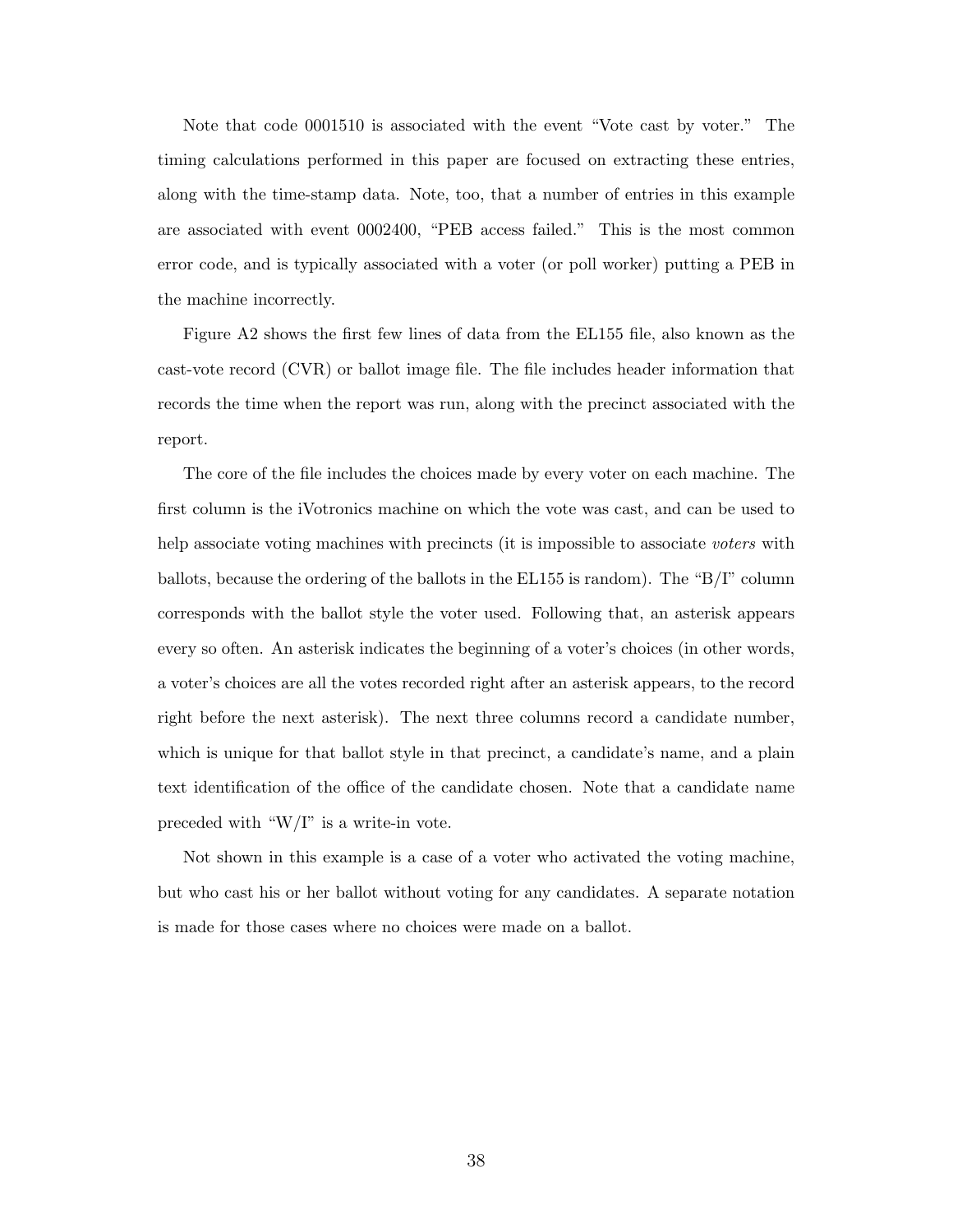Note that code 0001510 is associated with the event "Vote cast by voter." The timing calculations performed in this paper are focused on extracting these entries, along with the time-stamp data. Note, too, that a number of entries in this example are associated with event 0002400, "PEB access failed." This is the most common error code, and is typically associated with a voter (or poll worker) putting a PEB in the machine incorrectly.

Figure A2 shows the first few lines of data from the EL155 file, also known as the cast-vote record (CVR) or ballot image file. The file includes header information that records the time when the report was run, along with the precinct associated with the report.

The core of the file includes the choices made by every voter on each machine. The first column is the iVotronics machine on which the vote was cast, and can be used to help associate voting machines with precincts (it is impossible to associate *voters* with ballots, because the ordering of the ballots in the EL155 is random). The "B/I" column corresponds with the ballot style the voter used. Following that, an asterisk appears every so often. An asterisk indicates the beginning of a voter's choices (in other words, a voter's choices are all the votes recorded right after an asterisk appears, to the record right before the next asterisk). The next three columns record a candidate number, which is unique for that ballot style in that precinct, a candidate's name, and a plain text identification of the office of the candidate chosen. Note that a candidate name preceded with "W/I" is a write-in vote.

Not shown in this example is a case of a voter who activated the voting machine, but who cast his or her ballot without voting for any candidates. A separate notation is made for those cases where no choices were made on a ballot.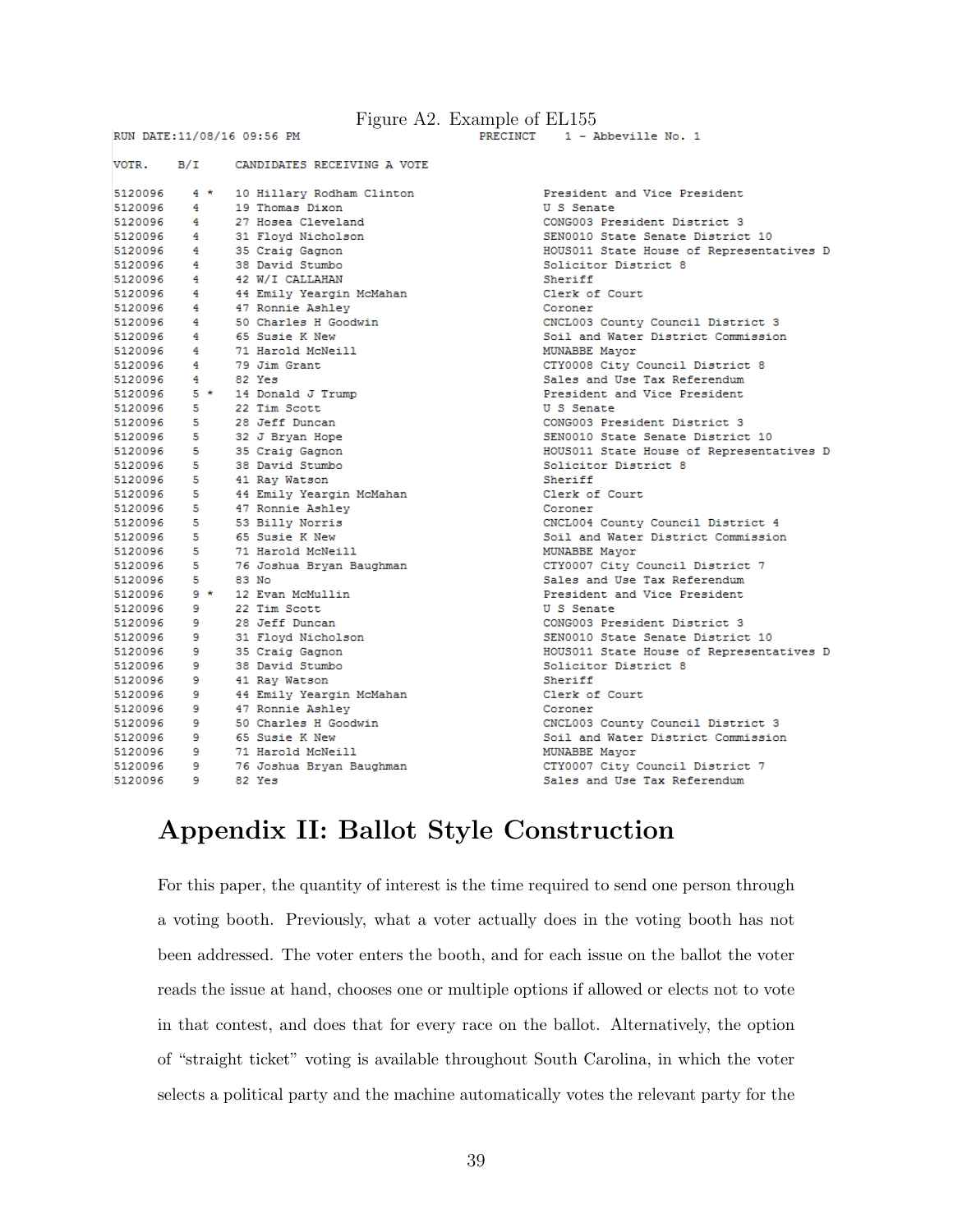Figure A2. Example of EL155

```
RUN DATE:11/08/16 09:56 PM                    PRECINCT    1 - Abbeville No. 1

VOTR.    B/I     CANDIDATES RECEIVING A VOTE

5120096    4 *   10 Hillary Rodham Clinton              President and Vice President
5120096    4     19 Thomas Dixon                        U S Senate
5120096    4     27 Hosea Cleveland                     CONG003 President District 3
5120096    4     31 Floyd Nicholson                     SEN0010 State Senate District 10
5120096    4     35 Craig Gagnon                        HOUS011 State House of Representatives D
5120096    4     38 David Stumbo                        Solicitor District 8
5120096    4     42 W/I CALLAHAN                        Sheriff
5120096    4     44 Emily Yeargin McMahan               Clerk of Court
5120096    4     47 Ronnie Ashley                       Coroner
5120096    4     50 Charles H Goodwin                   CNCL003 County Council District 3
5120096    4     65 Susie K New                         Soil and Water District Commission
5120096    4     71 Harold McNeill                      MUNABBE Mayor
5120096    4     79 Jim Grant                           CTY0008 City Council District 8
5120096    4     82 Yes                                 Sales and Use Tax Referendum
5120096    5 *   14 Donald J Trump                      President and Vice President
5120096    5     22 Tim Scott                           U S Senate
5120096    5     28 Jeff Duncan                         CONG003 President District 3
5120096    5     32 J Bryan Hope                        SEN0010 State Senate District 10
5120096    5     35 Craig Gagnon                        HOUS011 State House of Representatives D
5120096    5     38 David Stumbo                        Solicitor District 8
5120096    5     41 Ray Watson                          Sheriff
5120096    5     44 Emily Yeargin McMahan               Clerk of Court
5120096    5     47 Ronnie Ashley                       Coroner
5120096    5     53 Billy Norris                        CNCL004 County Council District 4
5120096    5     65 Susie K New                         Soil and Water District Commission
5120096    5     71 Harold McNeill                      MUNABBE Mayor
5120096    5     76 Joshua Bryan Baughman               CTY0007 City Council District 7
5120096    5     83 No                                  Sales and Use Tax Referendum
5120096    9 *   12 Evan McMullin                       President and Vice President
5120096    9     22 Tim Scott                           U S Senate
5120096    9     28 Jeff Duncan                         CONG003 President District 3
5120096    9     31 Floyd Nicholson                     SEN0010 State Senate District 10
5120096    9     35 Craig Gagnon                        HOUS011 State House of Representatives D
5120096    9     38 David Stumbo                        Solicitor District 8
5120096    9     41 Ray Watson                          Sheriff
5120096    9     44 Emily Yeargin McMahan               Clerk of Court
5120096    9     47 Ronnie Ashley                       Coroner
5120096    9     50 Charles H Goodwin                   CNCL003 County Council District 3
5120096    9     65 Susie K New                         Soil and Water District Commission
5120096    9     71 Harold McNeill                      MUNABBE Mayor
5120096    9     76 Joshua Bryan Baughman               CTY0007 City Council District 7
5120096    9     82 Yes                                 Sales and Use Tax Referendum
```

# Appendix II: Ballot Style Construction

For this paper, the quantity of interest is the time required to send one person through a voting booth. Previously, what a voter actually does in the voting booth has not been addressed. The voter enters the booth, and for each issue on the ballot the voter reads the issue at hand, chooses one or multiple options if allowed or elects not to vote in that contest, and does that for every race on the ballot. Alternatively, the option of "straight ticket" voting is available throughout South Carolina, in which the voter selects a political party and the machine automatically votes the relevant party for the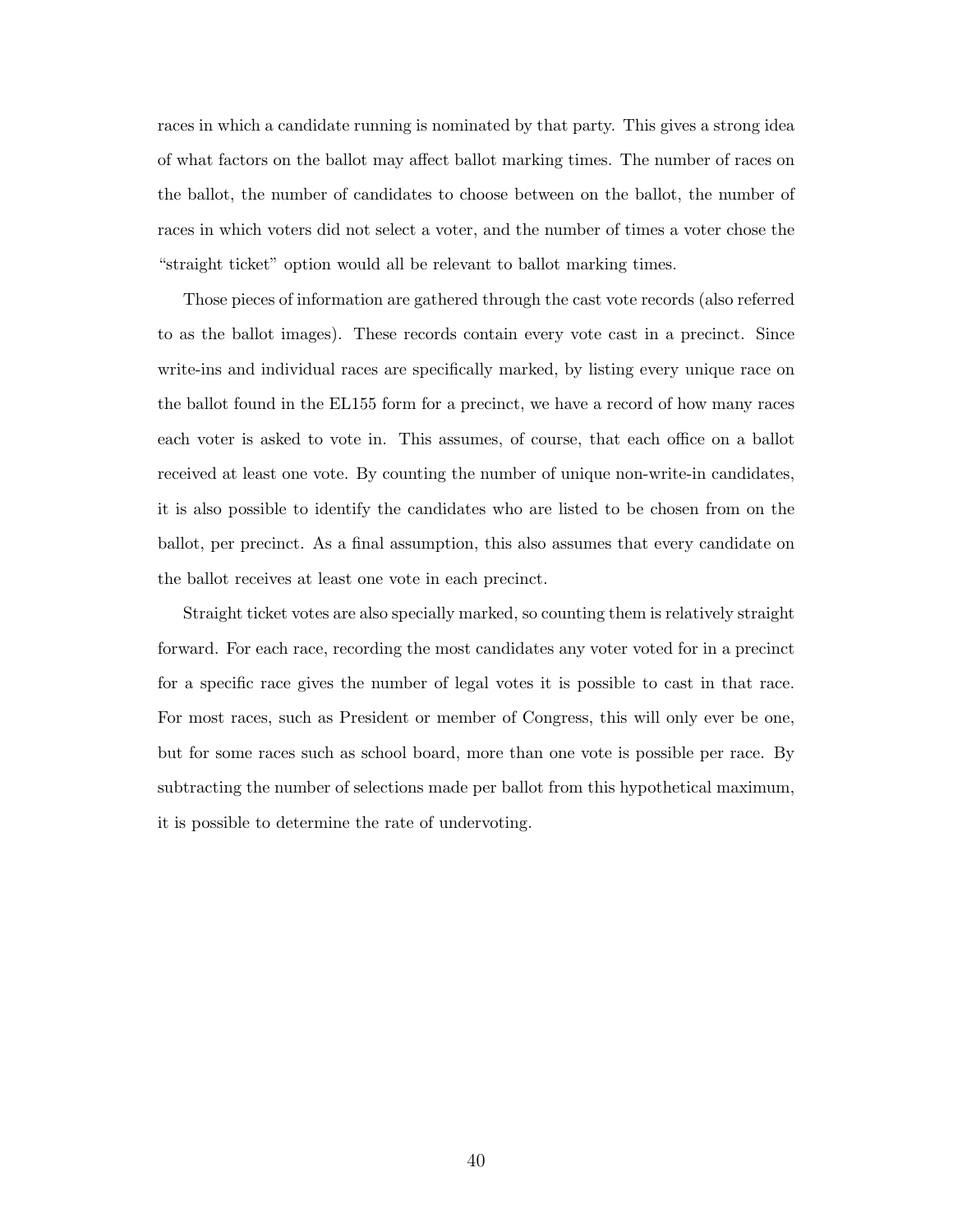races in which a candidate running is nominated by that party. This gives a strong idea of what factors on the ballot may affect ballot marking times. The number of races on the ballot, the number of candidates to choose between on the ballot, the number of races in which voters did not select a voter, and the number of times a voter chose the "straight ticket" option would all be relevant to ballot marking times.

Those pieces of information are gathered through the cast vote records (also referred to as the ballot images). These records contain every vote cast in a precinct. Since write-ins and individual races are specifically marked, by listing every unique race on the ballot found in the EL155 form for a precinct, we have a record of how many races each voter is asked to vote in. This assumes, of course, that each office on a ballot received at least one vote. By counting the number of unique non-write-in candidates, it is also possible to identify the candidates who are listed to be chosen from on the ballot, per precinct. As a final assumption, this also assumes that every candidate on the ballot receives at least one vote in each precinct.

Straight ticket votes are also specially marked, so counting them is relatively straight forward. For each race, recording the most candidates any voter voted for in a precinct for a specific race gives the number of legal votes it is possible to cast in that race. For most races, such as President or member of Congress, this will only ever be one, but for some races such as school board, more than one vote is possible per race. By subtracting the number of selections made per ballot from this hypothetical maximum, it is possible to determine the rate of undervoting.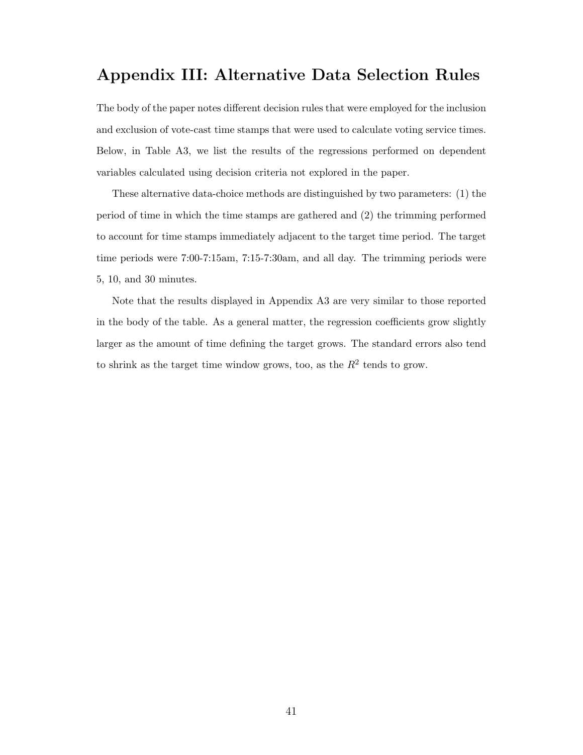# Appendix III: Alternative Data Selection Rules

The body of the paper notes different decision rules that were employed for the inclusion and exclusion of vote-cast time stamps that were used to calculate voting service times. Below, in Table A3, we list the results of the regressions performed on dependent variables calculated using decision criteria not explored in the paper.

These alternative data-choice methods are distinguished by two parameters: (1) the period of time in which the time stamps are gathered and (2) the trimming performed to account for time stamps immediately adjacent to the target time period. The target time periods were 7:00-7:15am, 7:15-7:30am, and all day. The trimming periods were 5, 10, and 30 minutes.

Note that the results displayed in Appendix A3 are very similar to those reported in the body of the table. As a general matter, the regression coefficients grow slightly larger as the amount of time defining the target grows. The standard errors also tend to shrink as the target time window grows, too, as the $R^2$ tends to grow.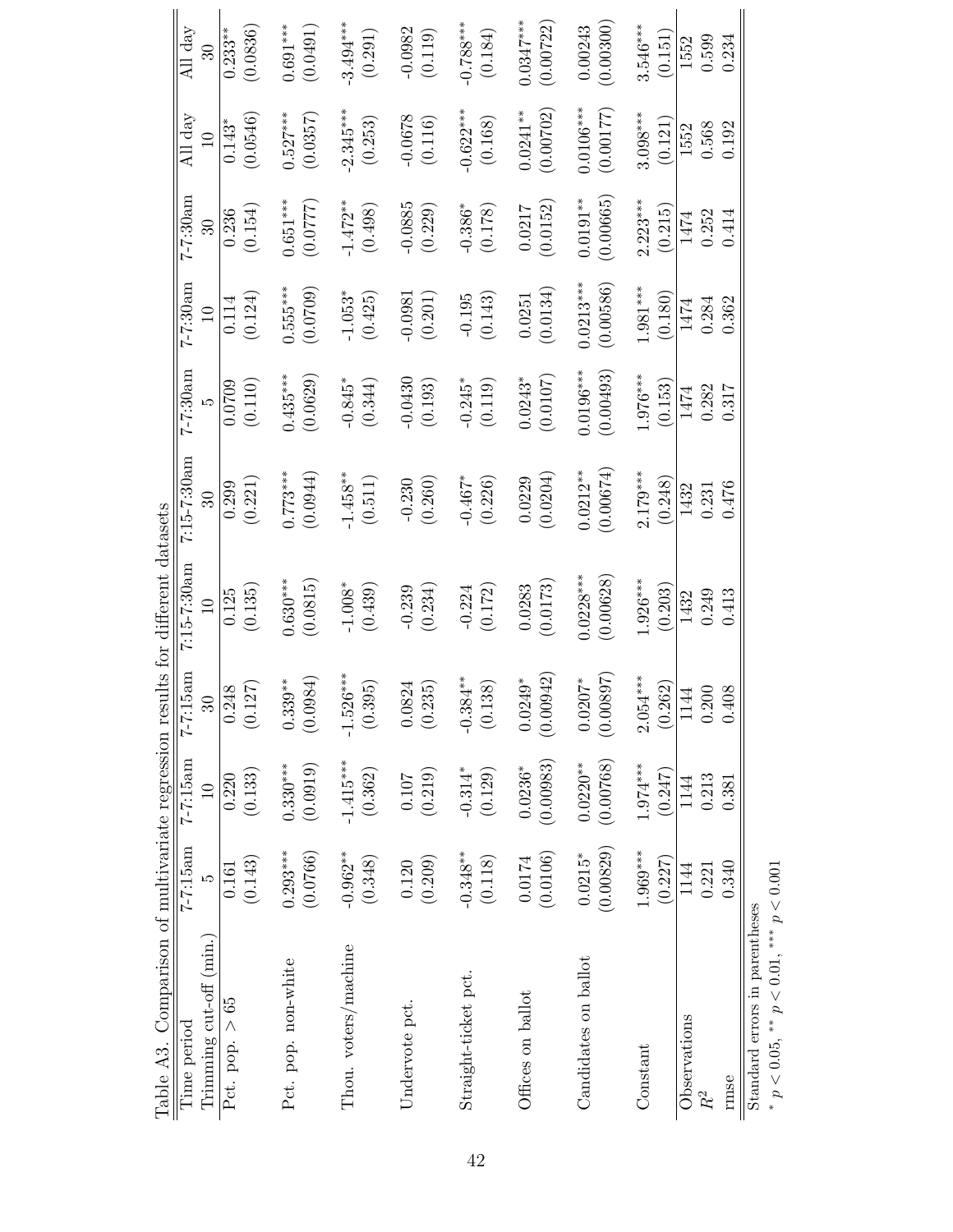Table A3. Comparison of multivariate regression results for different datasets

| Time period | 7-7:15am | 7-7:15am | 7-7:15am | 7:15-7:30am | 7:15-7:30am | 7-7:30am | 7-7:30am | 7-7:30am | All day | All day |
|---|---|---|---|---|---|---|---|---|---|---|
| Trimming cut-off (min.) | 5 | 10 | 30 | 10 | 30 | 5 | 10 | 30 | 10 | 30 |
| Pct. pop. > 65 | 0.161 | 0.220 | 0.248 | 0.125 | 0.299 | 0.0709 | 0.114 | 0.236 | 0.143* | 0.233** |
| | (0.143) | (0.133) | (0.127) | (0.135) | (0.221) | (0.110) | (0.124) | (0.154) | (0.0546) | (0.0836) |
| Pct. pop. non-white | 0.293*** | 0.330*** | 0.339** | 0.630*** | 0.773*** | 0.435*** | 0.555*** | 0.651*** | 0.527*** | 0.691*** |
| | (0.0766) | (0.0919) | (0.0984) | (0.0815) | (0.0944) | (0.0629) | (0.0709) | (0.0777) | (0.0357) | (0.0491) |
| Thou. voters/machine | -0.962** | -1.415*** | -1.526*** | -1.008* | -1.458** | -0.845* | -1.053* | -1.472** | -2.345*** | -3.494*** |
| | (0.348) | (0.362) | (0.395) | (0.439) | (0.511) | (0.344) | (0.425) | (0.498) | (0.253) | (0.291) |
| Undervote pct. | 0.120 | 0.107 | 0.0824 | -0.239 | -0.230 | -0.0430 | -0.0981 | -0.0885 | -0.0678 | -0.0982 |
| | (0.209) | (0.219) | (0.235) | (0.234) | (0.260) | (0.193) | (0.201) | (0.229) | (0.116) | (0.119) |
| Straight-ticket pct. | -0.348** | -0.314* | -0.384** | -0.224 | -0.467* | -0.245* | -0.195 | -0.386* | -0.622*** | -0.788*** |
| | (0.118) | (0.129) | (0.138) | (0.172) | (0.226) | (0.119) | (0.143) | (0.178) | (0.168) | (0.184) |
| Offices on ballot | 0.0174 | 0.0236* | 0.0249* | 0.0283 | 0.0229 | 0.0243* | 0.0251 | 0.0217 | 0.0241** | 0.0347*** |
| | (0.0106) | (0.00983) | (0.00942) | (0.0173) | (0.0204) | (0.0107) | (0.0134) | (0.0152) | (0.00702) | (0.00722) |
| Candidates on ballot | 0.0215* | 0.0220** | 0.0207* | 0.0228*** | 0.0212** | 0.0196*** | 0.0213*** | 0.0191** | 0.0106*** | 0.00243 |
| | (0.00829) | (0.00768) | (0.00897) | (0.00628) | (0.00674) | (0.00493) | (0.00586) | (0.00665) | (0.00177) | (0.00300) |
| Constant | 1.969*** | 1.974*** | 2.054*** | 1.926*** | 2.179*** | 1.976*** | 1.981*** | 2.223*** | 3.098*** | 3.546*** |
| | (0.227) | (0.247) | (0.262) | (0.203) | (0.248) | (0.153) | (0.180) | (0.215) | (0.121) | (0.151) |
| Observations | 1144 | 1144 | 1144 | 1432 | 1432 | 1474 | 1474 | 1474 | 1552 | 1552 |
| $R^2$ | 0.221 | 0.213 | 0.200 | 0.249 | 0.231 | 0.282 | 0.284 | 0.252 | 0.568 | 0.599 |
| rmse | 0.340 | 0.381 | 0.408 | 0.413 | 0.476 | 0.317 | 0.362 | 0.414 | 0.192 | 0.234 |

Standard errors in parentheses

* $p < 0.05$, ** $p < 0.01$, *** $p < 0.001$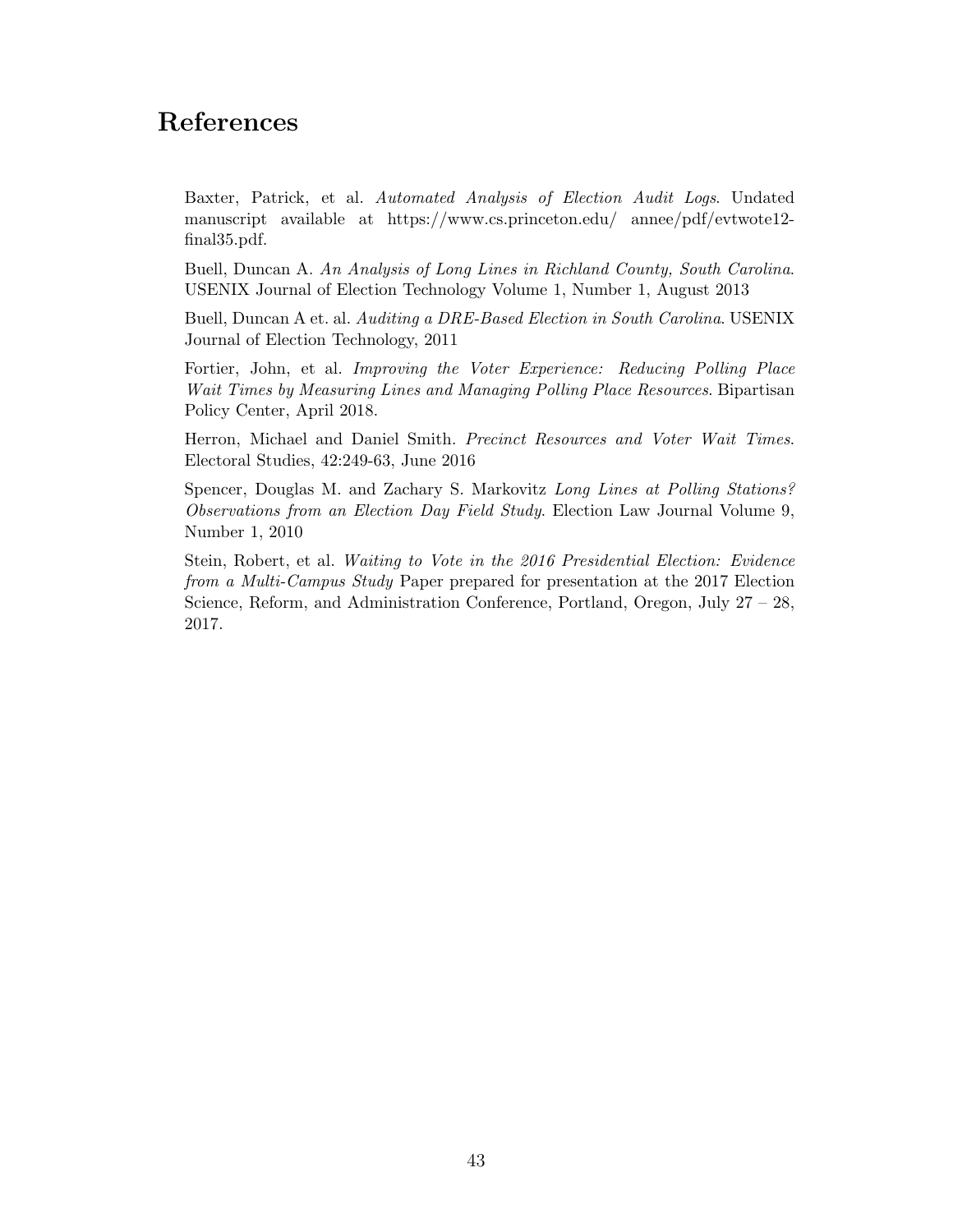# References

Baxter, Patrick, et al. *Automated Analysis of Election Audit Logs*. Undated manuscript available at https://www.cs.princeton.edu/ annee/pdf/evtwote12-final35.pdf.

Buell, Duncan A. *An Analysis of Long Lines in Richland County, South Carolina*. USENIX Journal of Election Technology Volume 1, Number 1, August 2013

Buell, Duncan A et. al. *Auditing a DRE-Based Election in South Carolina*. USENIX Journal of Election Technology, 2011

Fortier, John, et al. *Improving the Voter Experience: Reducing Polling Place Wait Times by Measuring Lines and Managing Polling Place Resources*. Bipartisan Policy Center, April 2018.

Herron, Michael and Daniel Smith. *Precinct Resources and Voter Wait Times*. Electoral Studies, 42:249-63, June 2016

Spencer, Douglas M. and Zachary S. Markovitz *Long Lines at Polling Stations? Observations from an Election Day Field Study*. Election Law Journal Volume 9, Number 1, 2010

Stein, Robert, et al. *Waiting to Vote in the 2016 Presidential Election: Evidence from a Multi-Campus Study* Paper prepared for presentation at the 2017 Election Science, Reform, and Administration Conference, Portland, Oregon, July 27 – 28, 2017.